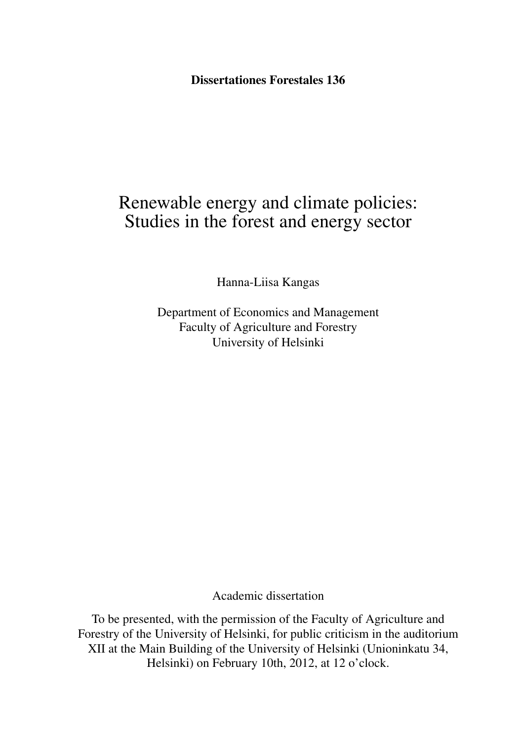**Dissertationes Forestales 136**

# Renewable energy and climate policies: Studies in the forest and energy sector

Hanna-Liisa Kangas

Department of Economics and Management
Faculty of Agriculture and Forestry
University of Helsinki

Academic dissertation

To be presented, with the permission of the Faculty of Agriculture and Forestry of the University of Helsinki, for public criticism in the auditorium XII at the Main Building of the University of Helsinki (Unioninkatu 34, Helsinki) on February 10th, 2012, at 12 o'clock.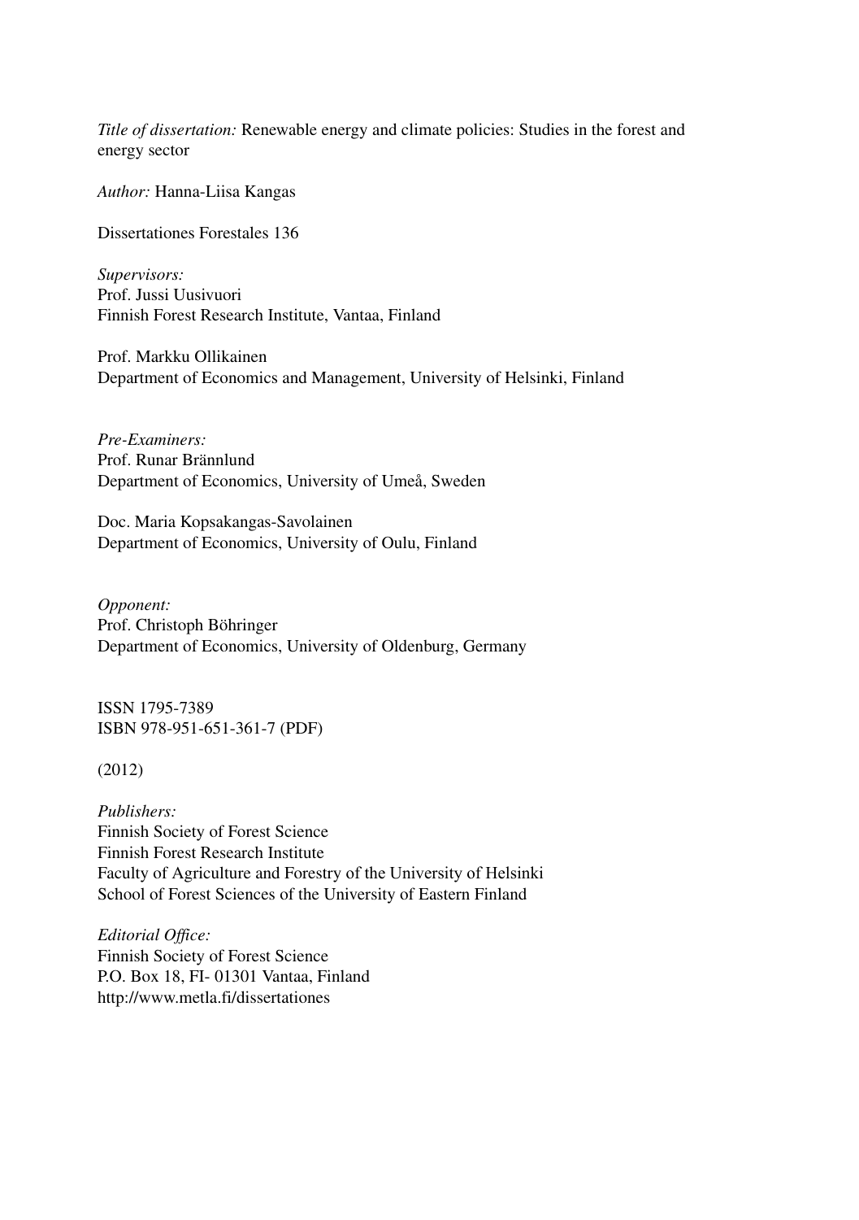*Title of dissertation:* Renewable energy and climate policies: Studies in the forest and energy sector

*Author:* Hanna-Liisa Kangas

Dissertationes Forestales 136

*Supervisors:*
Prof. Jussi Uusivuori
Finnish Forest Research Institute, Vantaa, Finland

Prof. Markku Ollikainen
Department of Economics and Management, University of Helsinki, Finland

*Pre-Examiners:*
Prof. Runar Brännlund
Department of Economics, University of Umeå, Sweden

Doc. Maria Kopsakangas-Savolainen
Department of Economics, University of Oulu, Finland

*Opponent:*
Prof. Christoph Böhringer
Department of Economics, University of Oldenburg, Germany

ISSN 1795-7389
ISBN 978-951-651-361-7 (PDF)

(2012)

*Publishers:*
Finnish Society of Forest Science
Finnish Forest Research Institute
Faculty of Agriculture and Forestry of the University of Helsinki
School of Forest Sciences of the University of Eastern Finland

*Editorial Office:*
Finnish Society of Forest Science
P.O. Box 18, FI- 01301 Vantaa, Finland
http://www.metla.fi/dissertationes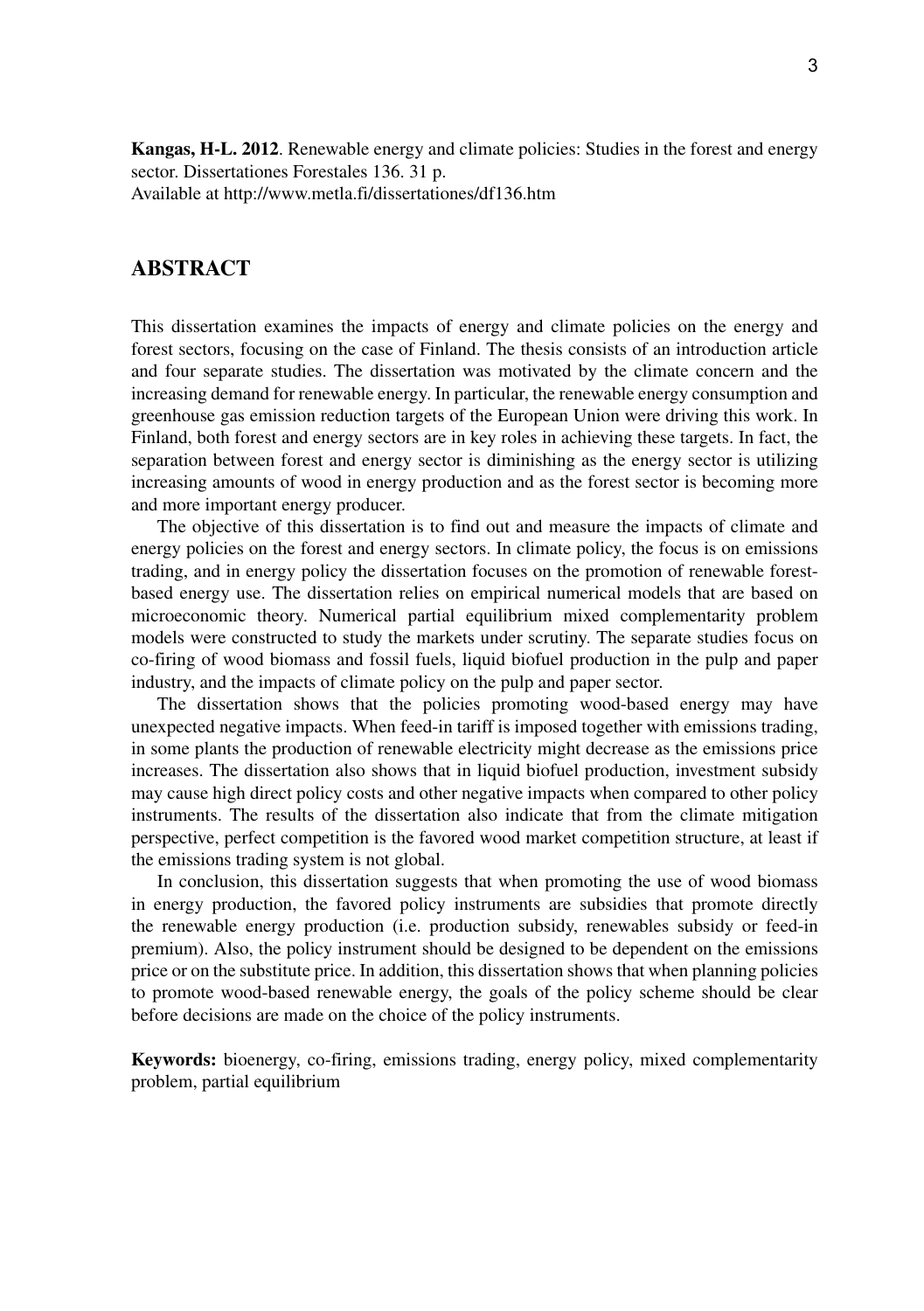**Kangas, H-L. 2012**. Renewable energy and climate policies: Studies in the forest and energy sector. Dissertationes Forestales 136. 31 p.
Available at http://www.metla.fi/dissertationes/df136.htm

## ABSTRACT

This dissertation examines the impacts of energy and climate policies on the energy and forest sectors, focusing on the case of Finland. The thesis consists of an introduction article and four separate studies. The dissertation was motivated by the climate concern and the increasing demand for renewable energy. In particular, the renewable energy consumption and greenhouse gas emission reduction targets of the European Union were driving this work. In Finland, both forest and energy sectors are in key roles in achieving these targets. In fact, the separation between forest and energy sector is diminishing as the energy sector is utilizing increasing amounts of wood in energy production and as the forest sector is becoming more and more important energy producer.

The objective of this dissertation is to find out and measure the impacts of climate and energy policies on the forest and energy sectors. In climate policy, the focus is on emissions trading, and in energy policy the dissertation focuses on the promotion of renewable forest-based energy use. The dissertation relies on empirical numerical models that are based on microeconomic theory. Numerical partial equilibrium mixed complementarity problem models were constructed to study the markets under scrutiny. The separate studies focus on co-firing of wood biomass and fossil fuels, liquid biofuel production in the pulp and paper industry, and the impacts of climate policy on the pulp and paper sector.

The dissertation shows that the policies promoting wood-based energy may have unexpected negative impacts. When feed-in tariff is imposed together with emissions trading, in some plants the production of renewable electricity might decrease as the emissions price increases. The dissertation also shows that in liquid biofuel production, investment subsidy may cause high direct policy costs and other negative impacts when compared to other policy instruments. The results of the dissertation also indicate that from the climate mitigation perspective, perfect competition is the favored wood market competition structure, at least if the emissions trading system is not global.

In conclusion, this dissertation suggests that when promoting the use of wood biomass in energy production, the favored policy instruments are subsidies that promote directly the renewable energy production (i.e. production subsidy, renewables subsidy or feed-in premium). Also, the policy instrument should be designed to be dependent on the emissions price or on the substitute price. In addition, this dissertation shows that when planning policies to promote wood-based renewable energy, the goals of the policy scheme should be clear before decisions are made on the choice of the policy instruments.

**Keywords:** bioenergy, co-firing, emissions trading, energy policy, mixed complementarity problem, partial equilibrium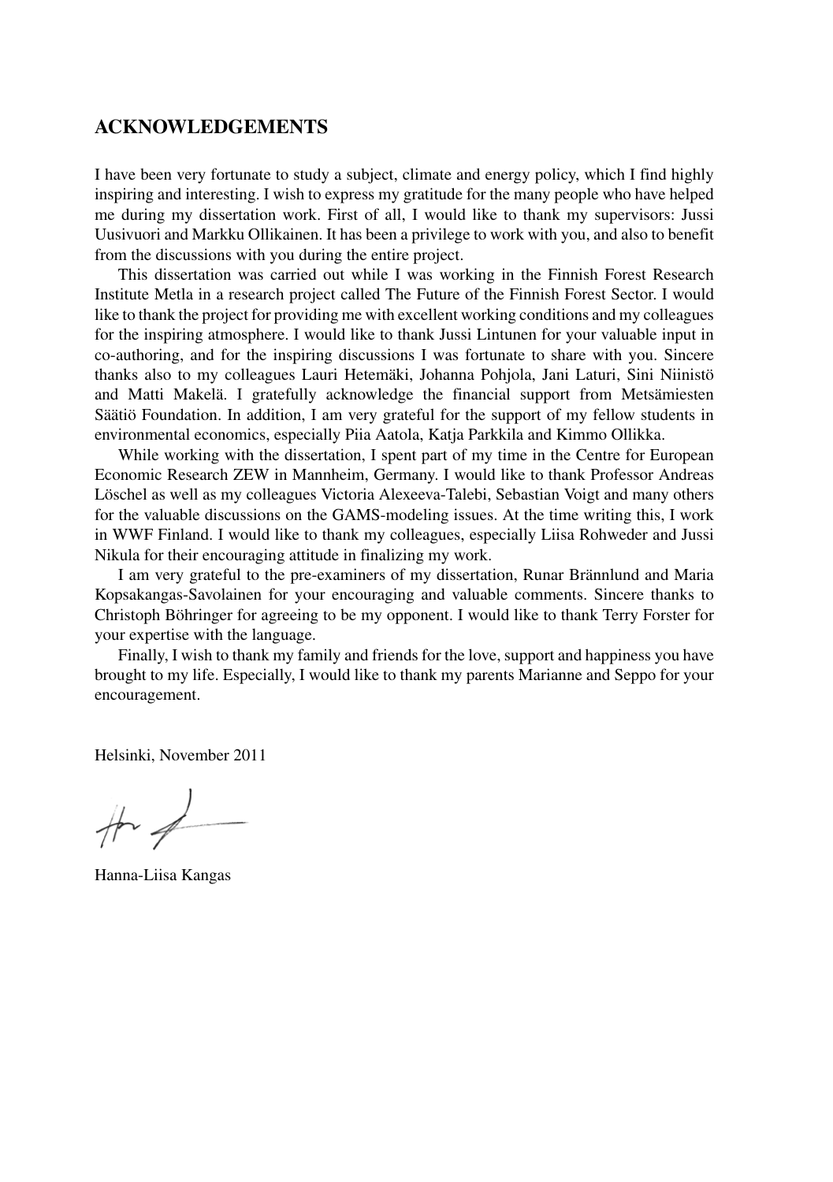## ACKNOWLEDGEMENTS

I have been very fortunate to study a subject, climate and energy policy, which I find highly inspiring and interesting. I wish to express my gratitude for the many people who have helped me during my dissertation work. First of all, I would like to thank my supervisors: Jussi Uusivuori and Markku Ollikainen. It has been a privilege to work with you, and also to benefit from the discussions with you during the entire project.

This dissertation was carried out while I was working in the Finnish Forest Research Institute Metla in a research project called The Future of the Finnish Forest Sector. I would like to thank the project for providing me with excellent working conditions and my colleagues for the inspiring atmosphere. I would like to thank Jussi Lintunen for your valuable input in co-authoring, and for the inspiring discussions I was fortunate to share with you. Sincere thanks also to my colleagues Lauri Hetemäki, Johanna Pohjola, Jani Laturi, Sini Niinistö and Matti Makelä. I gratefully acknowledge the financial support from Metsämiesten Säätiö Foundation. In addition, I am very grateful for the support of my fellow students in environmental economics, especially Piia Aatola, Katja Parkkila and Kimmo Ollikka.

While working with the dissertation, I spent part of my time in the Centre for European Economic Research ZEW in Mannheim, Germany. I would like to thank Professor Andreas Löschel as well as my colleagues Victoria Alexeeva-Talebi, Sebastian Voigt and many others for the valuable discussions on the GAMS-modeling issues. At the time writing this, I work in WWF Finland. I would like to thank my colleagues, especially Liisa Rohweder and Jussi Nikula for their encouraging attitude in finalizing my work.

I am very grateful to the pre-examiners of my dissertation, Runar Brännlund and Maria Kopsakangas-Savolainen for your encouraging and valuable comments. Sincere thanks to Christoph Böhringer for agreeing to be my opponent. I would like to thank Terry Forster for your expertise with the language.

Finally, I wish to thank my family and friends for the love, support and happiness you have brought to my life. Especially, I would like to thank my parents Marianne and Seppo for your encouragement.

Helsinki, November 2011

Hanna-Liisa Kangas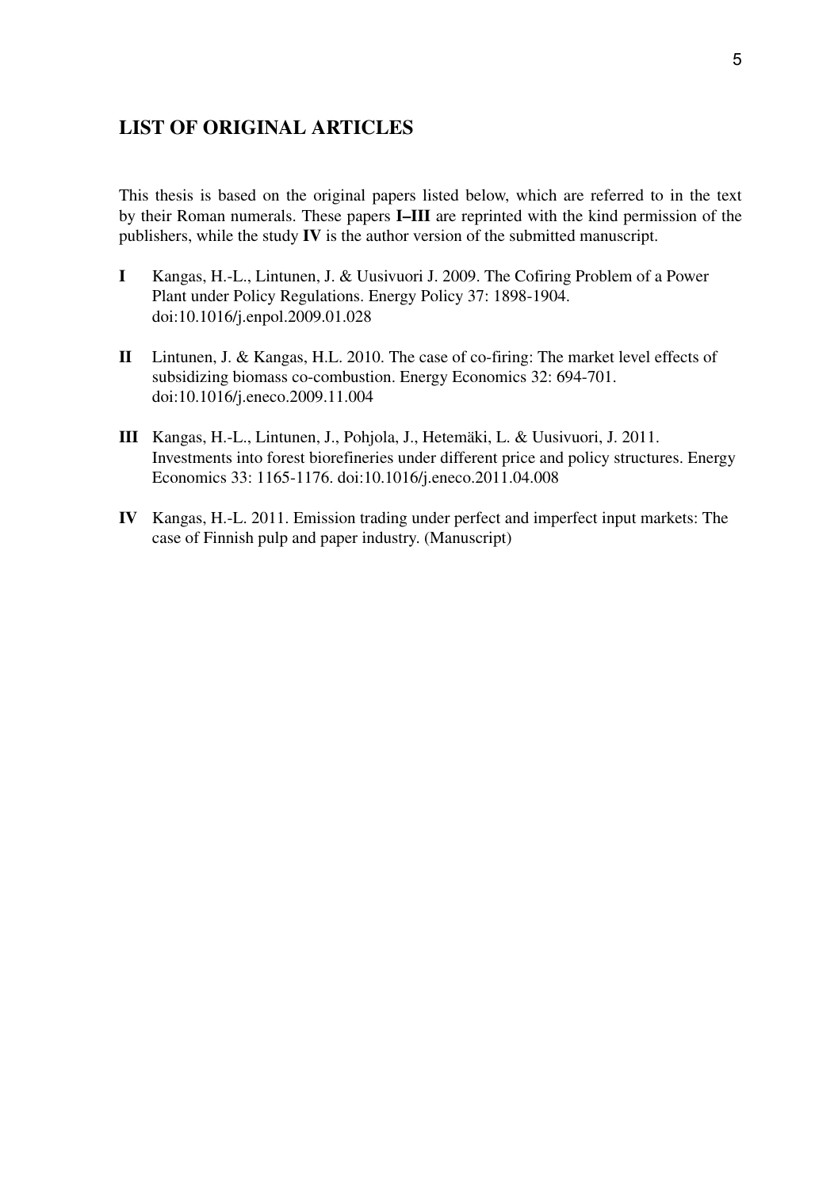## LIST OF ORIGINAL ARTICLES

This thesis is based on the original papers listed below, which are referred to in the text by their Roman numerals. These papers **I–III** are reprinted with the kind permission of the publishers, while the study **IV** is the author version of the submitted manuscript.

**I** Kangas, H.-L., Lintunen, J. & Uusivuori J. 2009. The Cofiring Problem of a Power Plant under Policy Regulations. Energy Policy 37: 1898-1904. doi:10.1016/j.enpol.2009.01.028

**II** Lintunen, J. & Kangas, H.L. 2010. The case of co-firing: The market level effects of subsidizing biomass co-combustion. Energy Economics 32: 694-701. doi:10.1016/j.eneco.2009.11.004

**III** Kangas, H.-L., Lintunen, J., Pohjola, J., Hetemäki, L. & Uusivuori, J. 2011. Investments into forest biorefineries under different price and policy structures. Energy Economics 33: 1165-1176. doi:10.1016/j.eneco.2011.04.008

**IV** Kangas, H.-L. 2011. Emission trading under perfect and imperfect input markets: The case of Finnish pulp and paper industry. (Manuscript)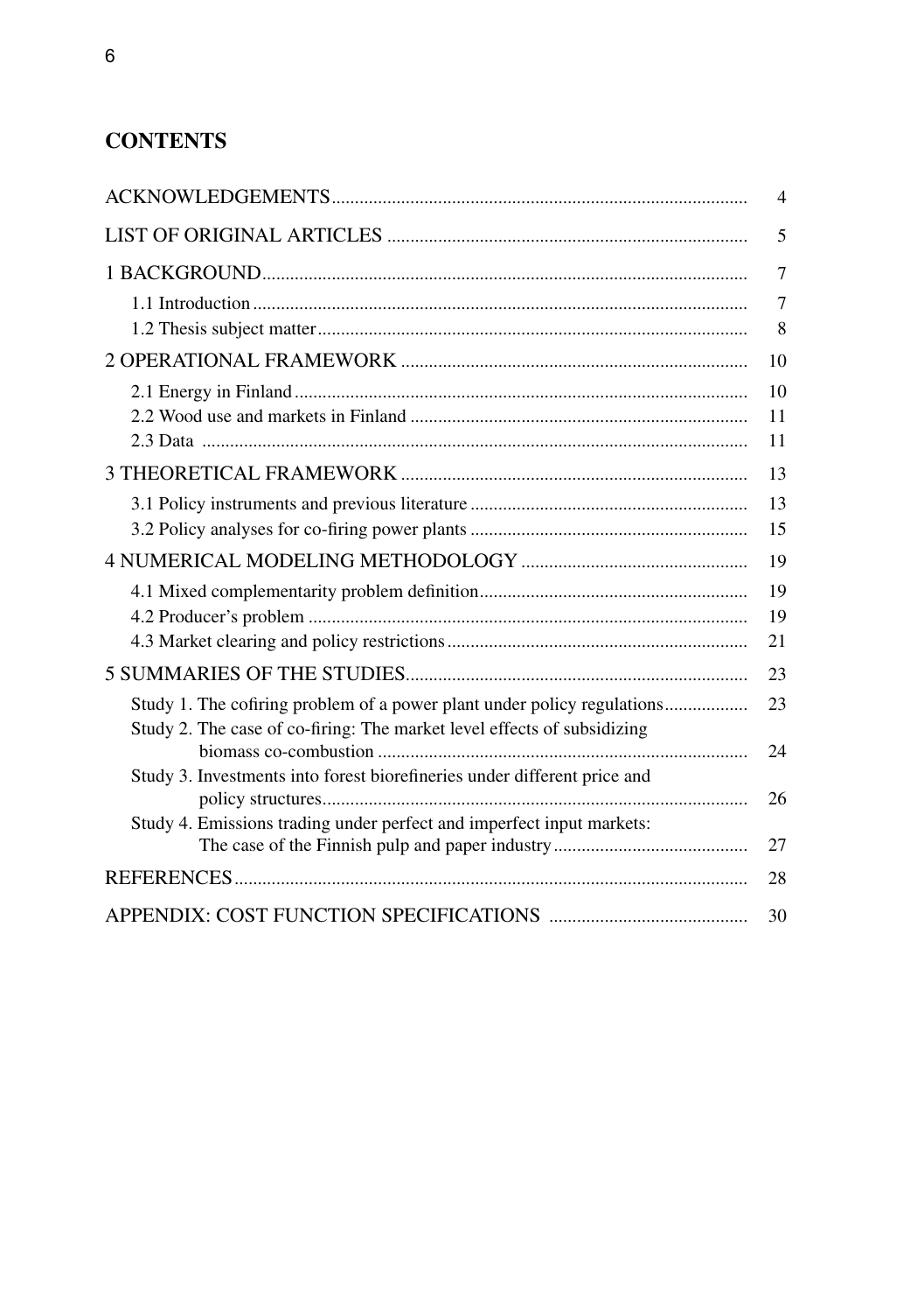## CONTENTS

| | |
|---|---|
| ACKNOWLEDGEMENTS | 4 |
| LIST OF ORIGINAL ARTICLES | 5 |
| 1 BACKGROUND | 7 |
| 1.1 Introduction | 7 |
| 1.2 Thesis subject matter | 8 |
| 2 OPERATIONAL FRAMEWORK | 10 |
| 2.1 Energy in Finland | 10 |
| 2.2 Wood use and markets in Finland | 11 |
| 2.3 Data | 11 |
| 3 THEORETICAL FRAMEWORK | 13 |
| 3.1 Policy instruments and previous literature | 13 |
| 3.2 Policy analyses for co-firing power plants | 15 |
| 4 NUMERICAL MODELING METHODOLOGY | 19 |
| 4.1 Mixed complementarity problem definition | 19 |
| 4.2 Producer's problem | 19 |
| 4.3 Market clearing and policy restrictions | 21 |
| 5 SUMMARIES OF THE STUDIES | 23 |
| Study 1. The cofiring problem of a power plant under policy regulations | 23 |
| Study 2. The case of co-firing: The market level effects of subsidizing biomass co-combustion | 24 |
| Study 3. Investments into forest biorefineries under different price and policy structures | 26 |
| Study 4. Emissions trading under perfect and imperfect input markets: The case of the Finnish pulp and paper industry | 27 |
| REFERENCES | 28 |
| APPENDIX: COST FUNCTION SPECIFICATIONS | 30 |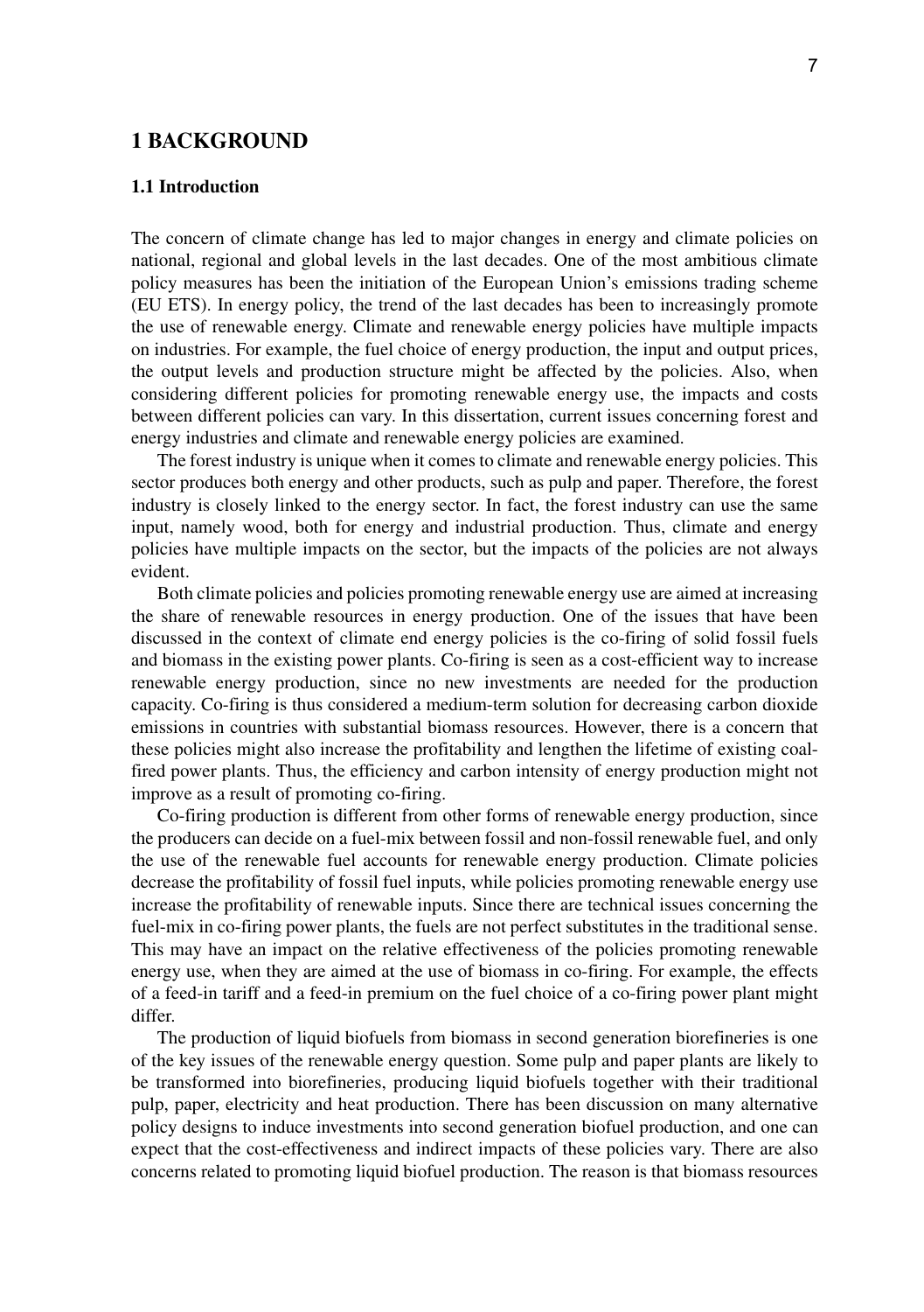# 1 BACKGROUND

## 1.1 Introduction

The concern of climate change has led to major changes in energy and climate policies on national, regional and global levels in the last decades. One of the most ambitious climate policy measures has been the initiation of the European Union's emissions trading scheme (EU ETS). In energy policy, the trend of the last decades has been to increasingly promote the use of renewable energy. Climate and renewable energy policies have multiple impacts on industries. For example, the fuel choice of energy production, the input and output prices, the output levels and production structure might be affected by the policies. Also, when considering different policies for promoting renewable energy use, the impacts and costs between different policies can vary. In this dissertation, current issues concerning forest and energy industries and climate and renewable energy policies are examined.

The forest industry is unique when it comes to climate and renewable energy policies. This sector produces both energy and other products, such as pulp and paper. Therefore, the forest industry is closely linked to the energy sector. In fact, the forest industry can use the same input, namely wood, both for energy and industrial production. Thus, climate and energy policies have multiple impacts on the sector, but the impacts of the policies are not always evident.

Both climate policies and policies promoting renewable energy use are aimed at increasing the share of renewable resources in energy production. One of the issues that have been discussed in the context of climate end energy policies is the co-firing of solid fossil fuels and biomass in the existing power plants. Co-firing is seen as a cost-efficient way to increase renewable energy production, since no new investments are needed for the production capacity. Co-firing is thus considered a medium-term solution for decreasing carbon dioxide emissions in countries with substantial biomass resources. However, there is a concern that these policies might also increase the profitability and lengthen the lifetime of existing coal-fired power plants. Thus, the efficiency and carbon intensity of energy production might not improve as a result of promoting co-firing.

Co-firing production is different from other forms of renewable energy production, since the producers can decide on a fuel-mix between fossil and non-fossil renewable fuel, and only the use of the renewable fuel accounts for renewable energy production. Climate policies decrease the profitability of fossil fuel inputs, while policies promoting renewable energy use increase the profitability of renewable inputs. Since there are technical issues concerning the fuel-mix in co-firing power plants, the fuels are not perfect substitutes in the traditional sense. This may have an impact on the relative effectiveness of the policies promoting renewable energy use, when they are aimed at the use of biomass in co-firing. For example, the effects of a feed-in tariff and a feed-in premium on the fuel choice of a co-firing power plant might differ.

The production of liquid biofuels from biomass in second generation biorefineries is one of the key issues of the renewable energy question. Some pulp and paper plants are likely to be transformed into biorefineries, producing liquid biofuels together with their traditional pulp, paper, electricity and heat production. There has been discussion on many alternative policy designs to induce investments into second generation biofuel production, and one can expect that the cost-effectiveness and indirect impacts of these policies vary. There are also concerns related to promoting liquid biofuel production. The reason is that biomass resources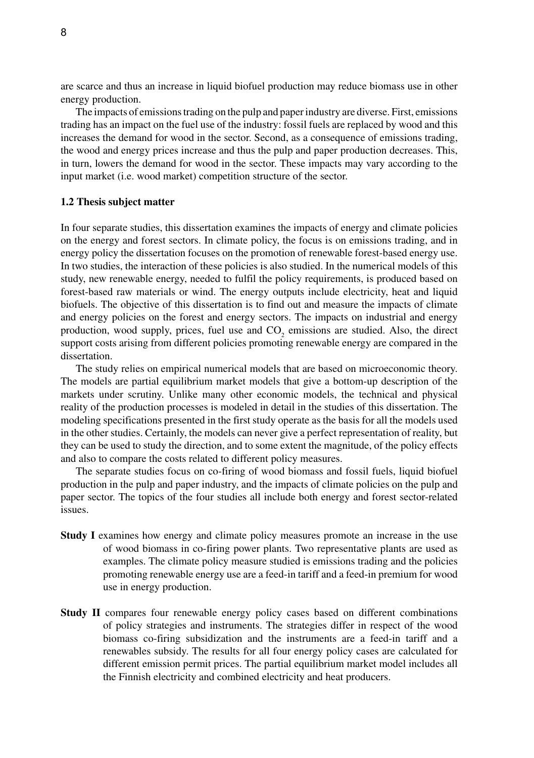are scarce and thus an increase in liquid biofuel production may reduce biomass use in other energy production.

The impacts of emissions trading on the pulp and paper industry are diverse. First, emissions trading has an impact on the fuel use of the industry: fossil fuels are replaced by wood and this increases the demand for wood in the sector. Second, as a consequence of emissions trading, the wood and energy prices increase and thus the pulp and paper production decreases. This, in turn, lowers the demand for wood in the sector. These impacts may vary according to the input market (i.e. wood market) competition structure of the sector.

### 1.2 Thesis subject matter

In four separate studies, this dissertation examines the impacts of energy and climate policies on the energy and forest sectors. In climate policy, the focus is on emissions trading, and in energy policy the dissertation focuses on the promotion of renewable forest-based energy use. In two studies, the interaction of these policies is also studied. In the numerical models of this study, new renewable energy, needed to fulfil the policy requirements, is produced based on forest-based raw materials or wind. The energy outputs include electricity, heat and liquid biofuels. The objective of this dissertation is to find out and measure the impacts of climate and energy policies on the forest and energy sectors. The impacts on industrial and energy production, wood supply, prices, fuel use and $CO_2$ emissions are studied. Also, the direct support costs arising from different policies promoting renewable energy are compared in the dissertation.

The study relies on empirical numerical models that are based on microeconomic theory. The models are partial equilibrium market models that give a bottom-up description of the markets under scrutiny. Unlike many other economic models, the technical and physical reality of the production processes is modeled in detail in the studies of this dissertation. The modeling specifications presented in the first study operate as the basis for all the models used in the other studies. Certainly, the models can never give a perfect representation of reality, but they can be used to study the direction, and to some extent the magnitude, of the policy effects and also to compare the costs related to different policy measures.

The separate studies focus on co-firing of wood biomass and fossil fuels, liquid biofuel production in the pulp and paper industry, and the impacts of climate policies on the pulp and paper sector. The topics of the four studies all include both energy and forest sector-related issues.

**Study I** examines how energy and climate policy measures promote an increase in the use of wood biomass in co-firing power plants. Two representative plants are used as examples. The climate policy measure studied is emissions trading and the policies promoting renewable energy use are a feed-in tariff and a feed-in premium for wood use in energy production.

**Study II** compares four renewable energy policy cases based on different combinations of policy strategies and instruments. The strategies differ in respect of the wood biomass co-firing subsidization and the instruments are a feed-in tariff and a renewables subsidy. The results for all four energy policy cases are calculated for different emission permit prices. The partial equilibrium market model includes all the Finnish electricity and combined electricity and heat producers.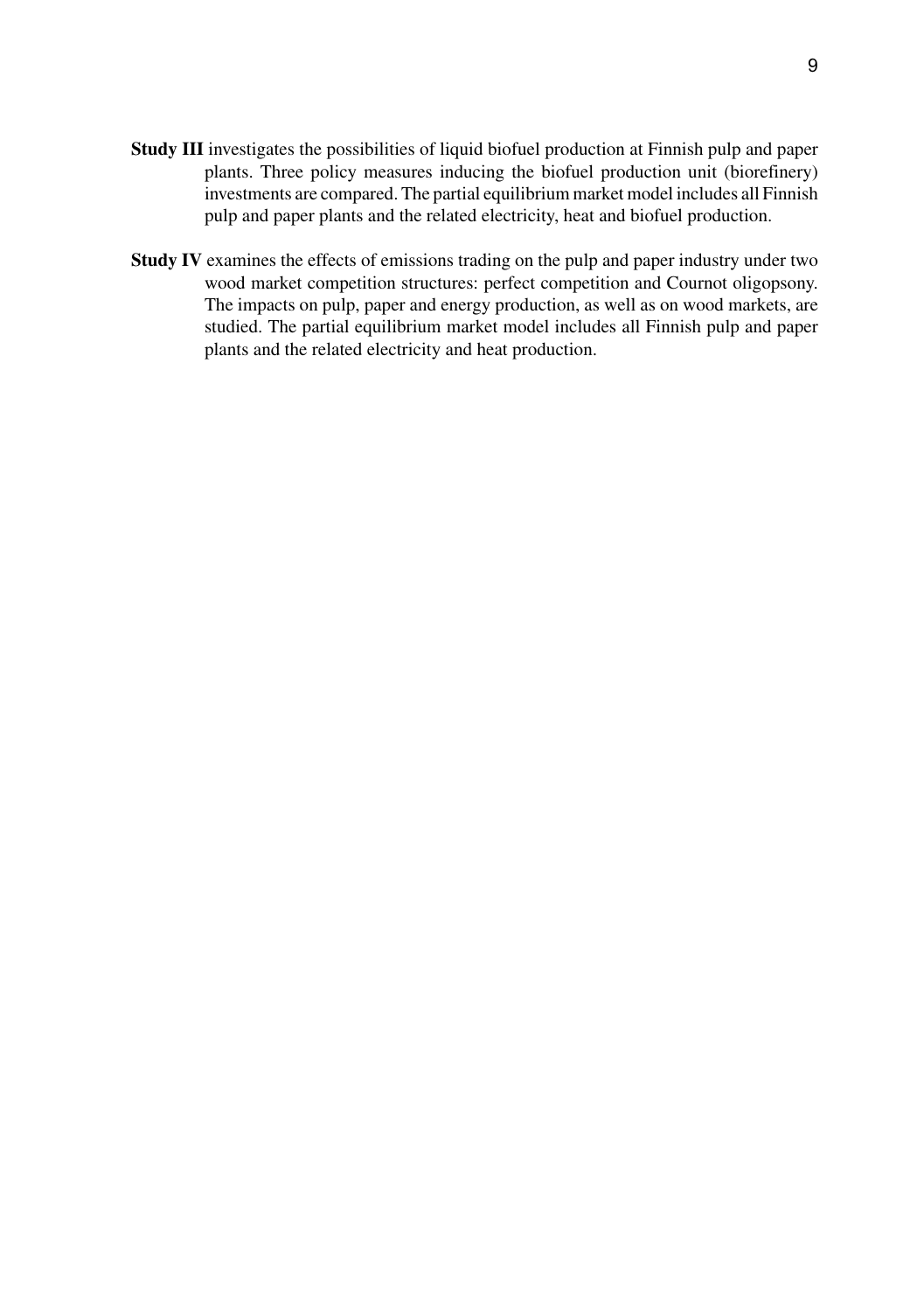**Study III** investigates the possibilities of liquid biofuel production at Finnish pulp and paper plants. Three policy measures inducing the biofuel production unit (biorefinery) investments are compared. The partial equilibrium market model includes all Finnish pulp and paper plants and the related electricity, heat and biofuel production.

**Study IV** examines the effects of emissions trading on the pulp and paper industry under two wood market competition structures: perfect competition and Cournot oligopsony. The impacts on pulp, paper and energy production, as well as on wood markets, are studied. The partial equilibrium market model includes all Finnish pulp and paper plants and the related electricity and heat production.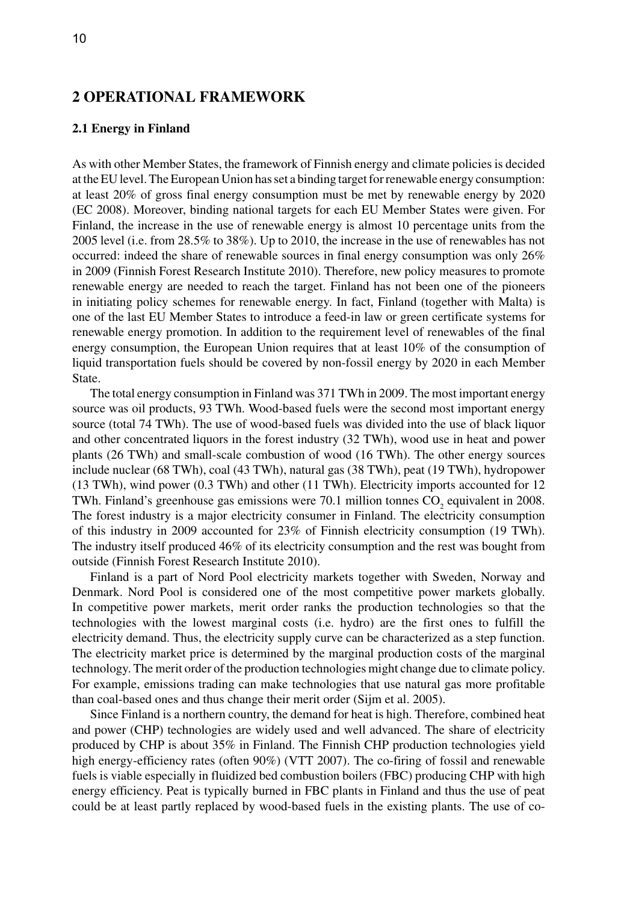# 2 OPERATIONAL FRAMEWORK

## 2.1 Energy in Finland

As with other Member States, the framework of Finnish energy and climate policies is decided at the EU level. The European Union has set a binding target for renewable energy consumption: at least 20% of gross final energy consumption must be met by renewable energy by 2020 (EC 2008). Moreover, binding national targets for each EU Member States were given. For Finland, the increase in the use of renewable energy is almost 10 percentage units from the 2005 level (i.e. from 28.5% to 38%). Up to 2010, the increase in the use of renewables has not occurred: indeed the share of renewable sources in final energy consumption was only 26% in 2009 (Finnish Forest Research Institute 2010). Therefore, new policy measures to promote renewable energy are needed to reach the target. Finland has not been one of the pioneers in initiating policy schemes for renewable energy. In fact, Finland (together with Malta) is one of the last EU Member States to introduce a feed-in law or green certificate systems for renewable energy promotion. In addition to the requirement level of renewables of the final energy consumption, the European Union requires that at least 10% of the consumption of liquid transportation fuels should be covered by non-fossil energy by 2020 in each Member State.

The total energy consumption in Finland was 371 TWh in 2009. The most important energy source was oil products, 93 TWh. Wood-based fuels were the second most important energy source (total 74 TWh). The use of wood-based fuels was divided into the use of black liquor and other concentrated liquors in the forest industry (32 TWh), wood use in heat and power plants (26 TWh) and small-scale combustion of wood (16 TWh). The other energy sources include nuclear (68 TWh), coal (43 TWh), natural gas (38 TWh), peat (19 TWh), hydropower (13 TWh), wind power (0.3 TWh) and other (11 TWh). Electricity imports accounted for 12 TWh. Finland's greenhouse gas emissions were 70.1 million tonnes $CO_2$ equivalent in 2008. The forest industry is a major electricity consumer in Finland. The electricity consumption of this industry in 2009 accounted for 23% of Finnish electricity consumption (19 TWh). The industry itself produced 46% of its electricity consumption and the rest was bought from outside (Finnish Forest Research Institute 2010).

Finland is a part of Nord Pool electricity markets together with Sweden, Norway and Denmark. Nord Pool is considered one of the most competitive power markets globally. In competitive power markets, merit order ranks the production technologies so that the technologies with the lowest marginal costs (i.e. hydro) are the first ones to fulfill the electricity demand. Thus, the electricity supply curve can be characterized as a step function. The electricity market price is determined by the marginal production costs of the marginal technology. The merit order of the production technologies might change due to climate policy. For example, emissions trading can make technologies that use natural gas more profitable than coal-based ones and thus change their merit order (Sijm et al. 2005).

Since Finland is a northern country, the demand for heat is high. Therefore, combined heat and power (CHP) technologies are widely used and well advanced. The share of electricity produced by CHP is about 35% in Finland. The Finnish CHP production technologies yield high energy-efficiency rates (often 90%) (VTT 2007). The co-firing of fossil and renewable fuels is viable especially in fluidized bed combustion boilers (FBC) producing CHP with high energy efficiency. Peat is typically burned in FBC plants in Finland and thus the use of peat could be at least partly replaced by wood-based fuels in the existing plants. The use of co-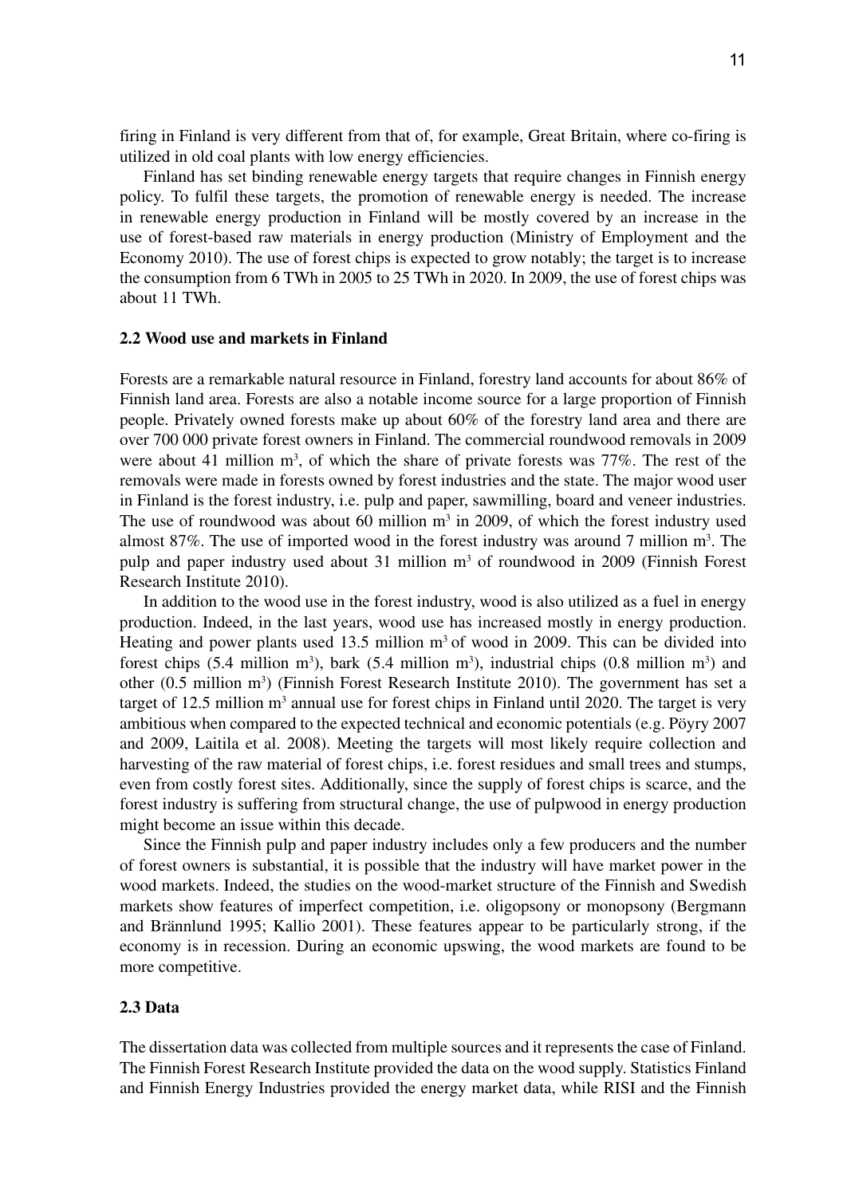firing in Finland is very different from that of, for example, Great Britain, where co-firing is utilized in old coal plants with low energy efficiencies.

Finland has set binding renewable energy targets that require changes in Finnish energy policy. To fulfil these targets, the promotion of renewable energy is needed. The increase in renewable energy production in Finland will be mostly covered by an increase in the use of forest-based raw materials in energy production (Ministry of Employment and the Economy 2010). The use of forest chips is expected to grow notably; the target is to increase the consumption from 6 TWh in 2005 to 25 TWh in 2020. In 2009, the use of forest chips was about 11 TWh.

### 2.2 Wood use and markets in Finland

Forests are a remarkable natural resource in Finland, forestry land accounts for about 86% of Finnish land area. Forests are also a notable income source for a large proportion of Finnish people. Privately owned forests make up about 60% of the forestry land area and there are over 700 000 private forest owners in Finland. The commercial roundwood removals in 2009 were about 41 million $m^3$, of which the share of private forests was 77%. The rest of the removals were made in forests owned by forest industries and the state. The major wood user in Finland is the forest industry, i.e. pulp and paper, sawmilling, board and veneer industries. The use of roundwood was about 60 million $m^3$ in 2009, of which the forest industry used almost 87%. The use of imported wood in the forest industry was around 7 million $m^3$. The pulp and paper industry used about 31 million $m^3$ of roundwood in 2009 (Finnish Forest Research Institute 2010).

In addition to the wood use in the forest industry, wood is also utilized as a fuel in energy production. Indeed, in the last years, wood use has increased mostly in energy production. Heating and power plants used 13.5 million $m^3$ of wood in 2009. This can be divided into forest chips (5.4 million $m^3$), bark (5.4 million $m^3$), industrial chips (0.8 million $m^3$) and other (0.5 million $m^3$) (Finnish Forest Research Institute 2010). The government has set a target of 12.5 million $m^3$ annual use for forest chips in Finland until 2020. The target is very ambitious when compared to the expected technical and economic potentials (e.g. Pöyry 2007 and 2009, Laitila et al. 2008). Meeting the targets will most likely require collection and harvesting of the raw material of forest chips, i.e. forest residues and small trees and stumps, even from costly forest sites. Additionally, since the supply of forest chips is scarce, and the forest industry is suffering from structural change, the use of pulpwood in energy production might become an issue within this decade.

Since the Finnish pulp and paper industry includes only a few producers and the number of forest owners is substantial, it is possible that the industry will have market power in the wood markets. Indeed, the studies on the wood-market structure of the Finnish and Swedish markets show features of imperfect competition, i.e. oligopsony or monopsony (Bergmann and Brännlund 1995; Kallio 2001). These features appear to be particularly strong, if the economy is in recession. During an economic upswing, the wood markets are found to be more competitive.

### 2.3 Data

The dissertation data was collected from multiple sources and it represents the case of Finland. The Finnish Forest Research Institute provided the data on the wood supply. Statistics Finland and Finnish Energy Industries provided the energy market data, while RISI and the Finnish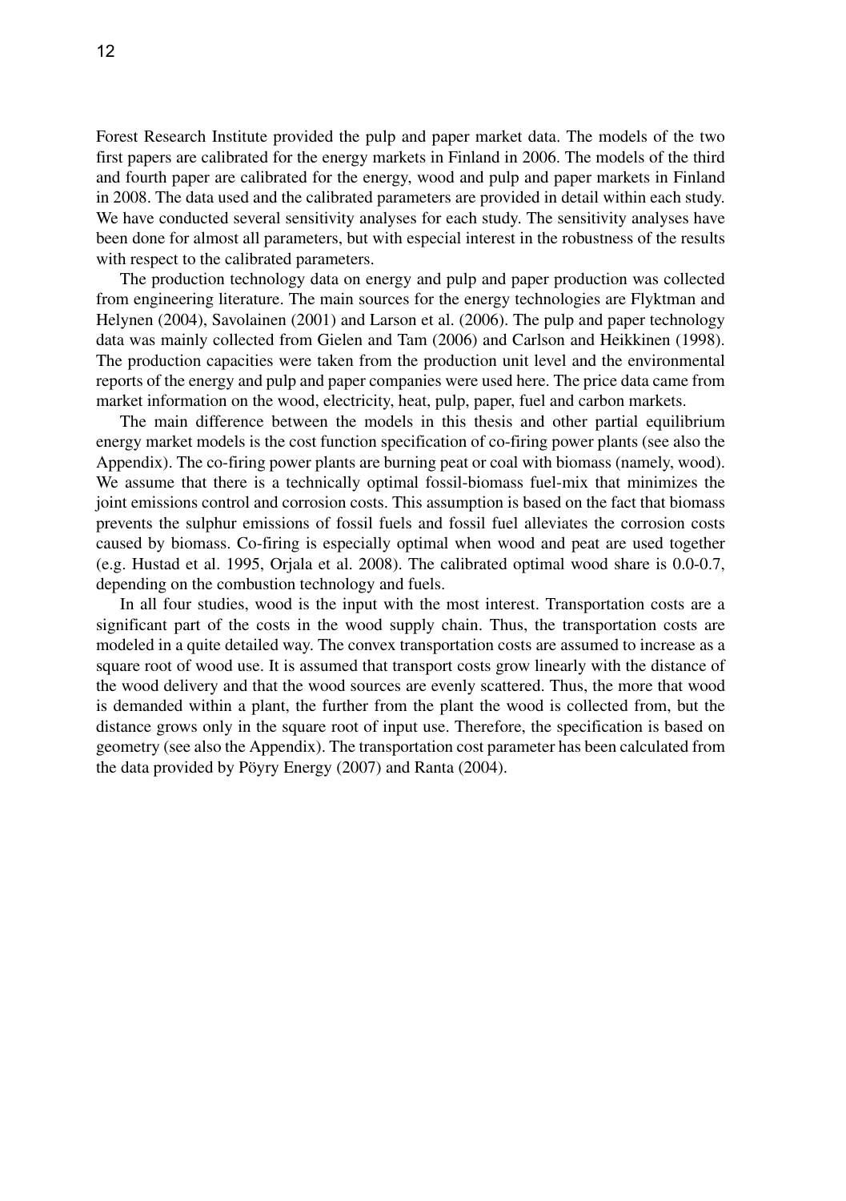Forest Research Institute provided the pulp and paper market data. The models of the two first papers are calibrated for the energy markets in Finland in 2006. The models of the third and fourth paper are calibrated for the energy, wood and pulp and paper markets in Finland in 2008. The data used and the calibrated parameters are provided in detail within each study. We have conducted several sensitivity analyses for each study. The sensitivity analyses have been done for almost all parameters, but with especial interest in the robustness of the results with respect to the calibrated parameters.

The production technology data on energy and pulp and paper production was collected from engineering literature. The main sources for the energy technologies are Flyktman and Helynen (2004), Savolainen (2001) and Larson et al. (2006). The pulp and paper technology data was mainly collected from Gielen and Tam (2006) and Carlson and Heikkinen (1998). The production capacities were taken from the production unit level and the environmental reports of the energy and pulp and paper companies were used here. The price data came from market information on the wood, electricity, heat, pulp, paper, fuel and carbon markets.

The main difference between the models in this thesis and other partial equilibrium energy market models is the cost function specification of co-firing power plants (see also the Appendix). The co-firing power plants are burning peat or coal with biomass (namely, wood). We assume that there is a technically optimal fossil-biomass fuel-mix that minimizes the joint emissions control and corrosion costs. This assumption is based on the fact that biomass prevents the sulphur emissions of fossil fuels and fossil fuel alleviates the corrosion costs caused by biomass. Co-firing is especially optimal when wood and peat are used together (e.g. Hustad et al. 1995, Orjala et al. 2008). The calibrated optimal wood share is 0.0-0.7, depending on the combustion technology and fuels.

In all four studies, wood is the input with the most interest. Transportation costs are a significant part of the costs in the wood supply chain. Thus, the transportation costs are modeled in a quite detailed way. The convex transportation costs are assumed to increase as a square root of wood use. It is assumed that transport costs grow linearly with the distance of the wood delivery and that the wood sources are evenly scattered. Thus, the more that wood is demanded within a plant, the further from the plant the wood is collected from, but the distance grows only in the square root of input use. Therefore, the specification is based on geometry (see also the Appendix). The transportation cost parameter has been calculated from the data provided by Pöyry Energy (2007) and Ranta (2004).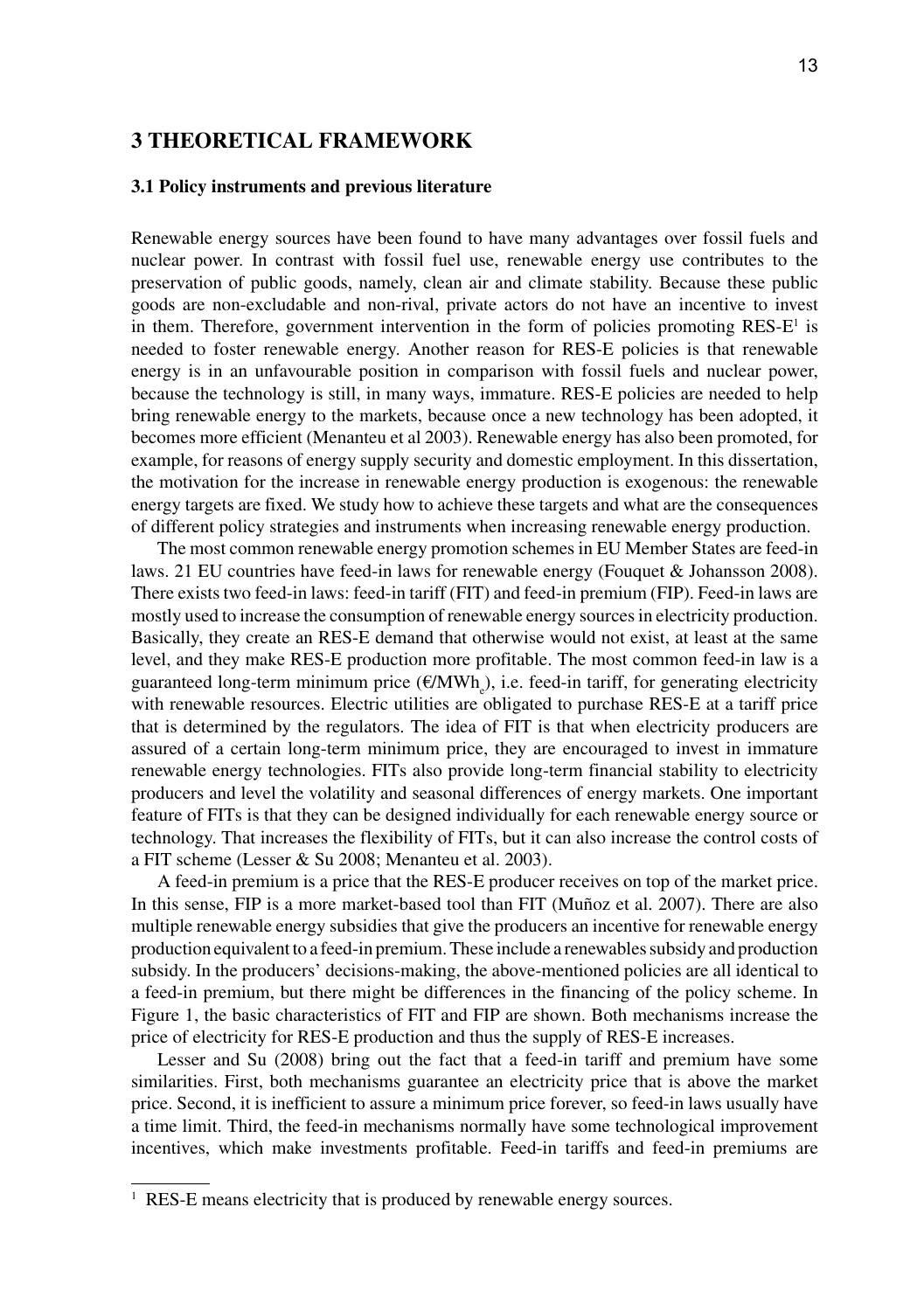# 3 THEORETICAL FRAMEWORK

## 3.1 Policy instruments and previous literature

Renewable energy sources have been found to have many advantages over fossil fuels and nuclear power. In contrast with fossil fuel use, renewable energy use contributes to the preservation of public goods, namely, clean air and climate stability. Because these public goods are non-excludable and non-rival, private actors do not have an incentive to invest in them. Therefore, government intervention in the form of policies promoting RES-E[1] is needed to foster renewable energy. Another reason for RES-E policies is that renewable energy is in an unfavourable position in comparison with fossil fuels and nuclear power, because the technology is still, in many ways, immature. RES-E policies are needed to help bring renewable energy to the markets, because once a new technology has been adopted, it becomes more efficient (Menanteu et al 2003). Renewable energy has also been promoted, for example, for reasons of energy supply security and domestic employment. In this dissertation, the motivation for the increase in renewable energy production is exogenous: the renewable energy targets are fixed. We study how to achieve these targets and what are the consequences of different policy strategies and instruments when increasing renewable energy production.

The most common renewable energy promotion schemes in EU Member States are feed-in laws. 21 EU countries have feed-in laws for renewable energy (Fouquet & Johansson 2008). There exists two feed-in laws: feed-in tariff (FIT) and feed-in premium (FIP). Feed-in laws are mostly used to increase the consumption of renewable energy sources in electricity production. Basically, they create an RES-E demand that otherwise would not exist, at least at the same level, and they make RES-E production more profitable. The most common feed-in law is a guaranteed long-term minimum price (€/MWh$_e$), i.e. feed-in tariff, for generating electricity with renewable resources. Electric utilities are obligated to purchase RES-E at a tariff price that is determined by the regulators. The idea of FIT is that when electricity producers are assured of a certain long-term minimum price, they are encouraged to invest in immature renewable energy technologies. FITs also provide long-term financial stability to electricity producers and level the volatility and seasonal differences of energy markets. One important feature of FITs is that they can be designed individually for each renewable energy source or technology. That increases the flexibility of FITs, but it can also increase the control costs of a FIT scheme (Lesser & Su 2008; Menanteu et al. 2003).

A feed-in premium is a price that the RES-E producer receives on top of the market price. In this sense, FIP is a more market-based tool than FIT (Muñoz et al. 2007). There are also multiple renewable energy subsidies that give the producers an incentive for renewable energy production equivalent to a feed-in premium. These include a renewables subsidy and production subsidy. In the producers' decisions-making, the above-mentioned policies are all identical to a feed-in premium, but there might be differences in the financing of the policy scheme. In Figure 1, the basic characteristics of FIT and FIP are shown. Both mechanisms increase the price of electricity for RES-E production and thus the supply of RES-E increases.

Lesser and Su (2008) bring out the fact that a feed-in tariff and premium have some similarities. First, both mechanisms guarantee an electricity price that is above the market price. Second, it is inefficient to assure a minimum price forever, so feed-in laws usually have a time limit. Third, the feed-in mechanisms normally have some technological improvement incentives, which make investments profitable. Feed-in tariffs and feed-in premiums are

---

[1] RES-E means electricity that is produced by renewable energy sources.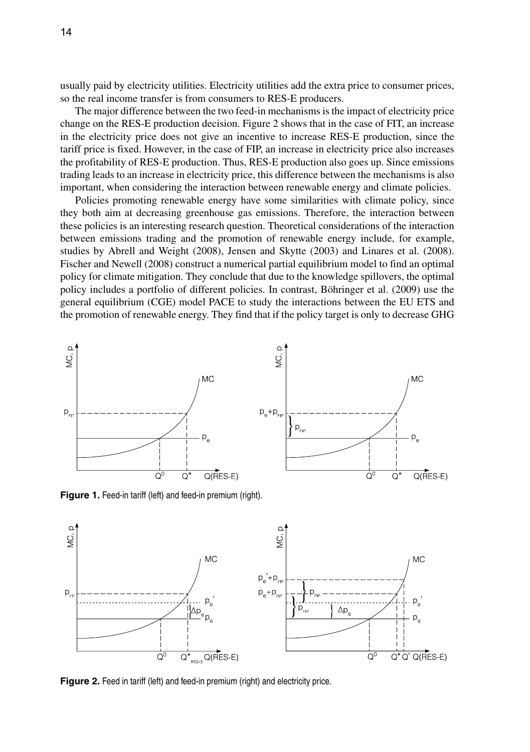usually paid by electricity utilities. Electricity utilities add the extra price to consumer prices, so the real income transfer is from consumers to RES-E producers.

The major difference between the two feed-in mechanisms is the impact of electricity price change on the RES-E production decision. Figure 2 shows that in the case of FIT, an increase in the electricity price does not give an incentive to increase RES-E production, since the tariff price is fixed. However, in the case of FIP, an increase in electricity price also increases the profitability of RES-E production. Thus, RES-E production also goes up. Since emissions trading leads to an increase in electricity price, this difference between the mechanisms is also important, when considering the interaction between renewable energy and climate policies.

Policies promoting renewable energy have some similarities with climate policy, since they both aim at decreasing greenhouse gas emissions. Therefore, the interaction between these policies is an interesting research question. Theoretical considerations of the interaction between emissions trading and the promotion of renewable energy include, for example, studies by Abrell and Weight (2008), Jensen and Skytte (2003) and Linares et al. (2008). Fischer and Newell (2008) construct a numerical partial equilibrium model to find an optimal policy for climate mitigation. They conclude that due to the knowledge spillovers, the optimal policy includes a portfolio of different policies. In contrast, Böhringer et al. (2009) use the general equilibrium (CGE) model PACE to study the interactions between the EU ETS and the promotion of renewable energy. They find that if the policy target is only to decrease GHG

**Figure 1.** Feed-in tariff (left) and feed-in premium (right).

**Figure 2.** Feed in tariff (left) and feed-in premium (right) and electricity price.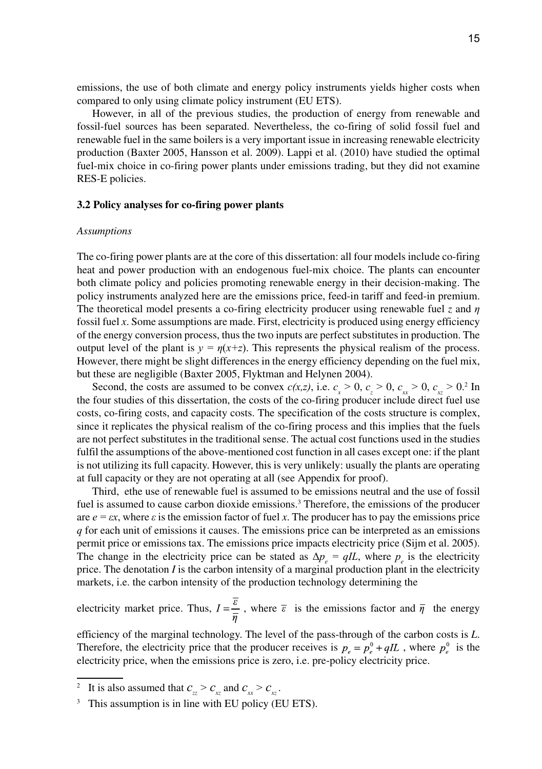emissions, the use of both climate and energy policy instruments yields higher costs when compared to only using climate policy instrument (EU ETS).

However, in all of the previous studies, the production of energy from renewable and fossil-fuel sources has been separated. Nevertheless, the co-firing of solid fossil fuel and renewable fuel in the same boilers is a very important issue in increasing renewable electricity production (Baxter 2005, Hansson et al. 2009). Lappi et al. (2010) have studied the optimal fuel-mix choice in co-firing power plants under emissions trading, but they did not examine RES-E policies.

### 3.2 Policy analyses for co-firing power plants

*Assumptions*

The co-firing power plants are at the core of this dissertation: all four models include co-firing heat and power production with an endogenous fuel-mix choice. The plants can encounter both climate policy and policies promoting renewable energy in their decision-making. The policy instruments analyzed here are the emissions price, feed-in tariff and feed-in premium. The theoretical model presents a co-firing electricity producer using renewable fuel $z$ and $\eta$ fossil fuel $x$. Some assumptions are made. First, electricity is produced using energy efficiency of the energy conversion process, thus the two inputs are perfect substitutes in production. The output level of the plant is $y = \eta(x+z)$. This represents the physical realism of the process. However, there might be slight differences in the energy efficiency depending on the fuel mix, but these are negligible (Baxter 2005, Flyktman and Helynen 2004).

Second, the costs are assumed to be convex $c(x,z)$, i.e. $c_x > 0$, $c_z > 0$, $c_{xx} > 0$, $c_{xz} > 0$.[2] In the four studies of this dissertation, the costs of the co-firing producer include direct fuel use costs, co-firing costs, and capacity costs. The specification of the costs structure is complex, since it replicates the physical realism of the co-firing process and this implies that the fuels are not perfect substitutes in the traditional sense. The actual cost functions used in the studies fulfil the assumptions of the above-mentioned cost function in all cases except one: if the plant is not utilizing its full capacity. However, this is very unlikely: usually the plants are operating at full capacity or they are not operating at all (see Appendix for proof).

Third, ethe use of renewable fuel is assumed to be emissions neutral and the use of fossil fuel is assumed to cause carbon dioxide emissions.[3] Therefore, the emissions of the producer are $e = \varepsilon x$, where $\varepsilon$ is the emission factor of fuel $x$. The producer has to pay the emissions price $q$ for each unit of emissions it causes. The emissions price can be interpreted as an emissions permit price or emissions tax. The emissions price impacts electricity price (Sijm et al. 2005). The change in the electricity price can be stated as $\Delta p_e = qIL$, where $p_e$ is the electricity price. The denotation $I$ is the carbon intensity of a marginal production plant in the electricity markets, i.e. the carbon intensity of the production technology determining the electricity market price. Thus, $I = \dfrac{\overline{\varepsilon}}{\overline{\eta}}$, where $\overline{\varepsilon}$ is the emissions factor and $\overline{\eta}$ the energy efficiency of the marginal technology. The level of the pass-through of the carbon costs is $L$. Therefore, the electricity price that the producer receives is $p_e = p_e^0 + qIL$, where $p_e^0$ is the electricity price, when the emissions price is zero, i.e. pre-policy electricity price.

---

[2] It is also assumed that $c_{zz} > c_{xz}$ and $c_{xx} > c_{xz}$.

[3] This assumption is in line with EU policy (EU ETS).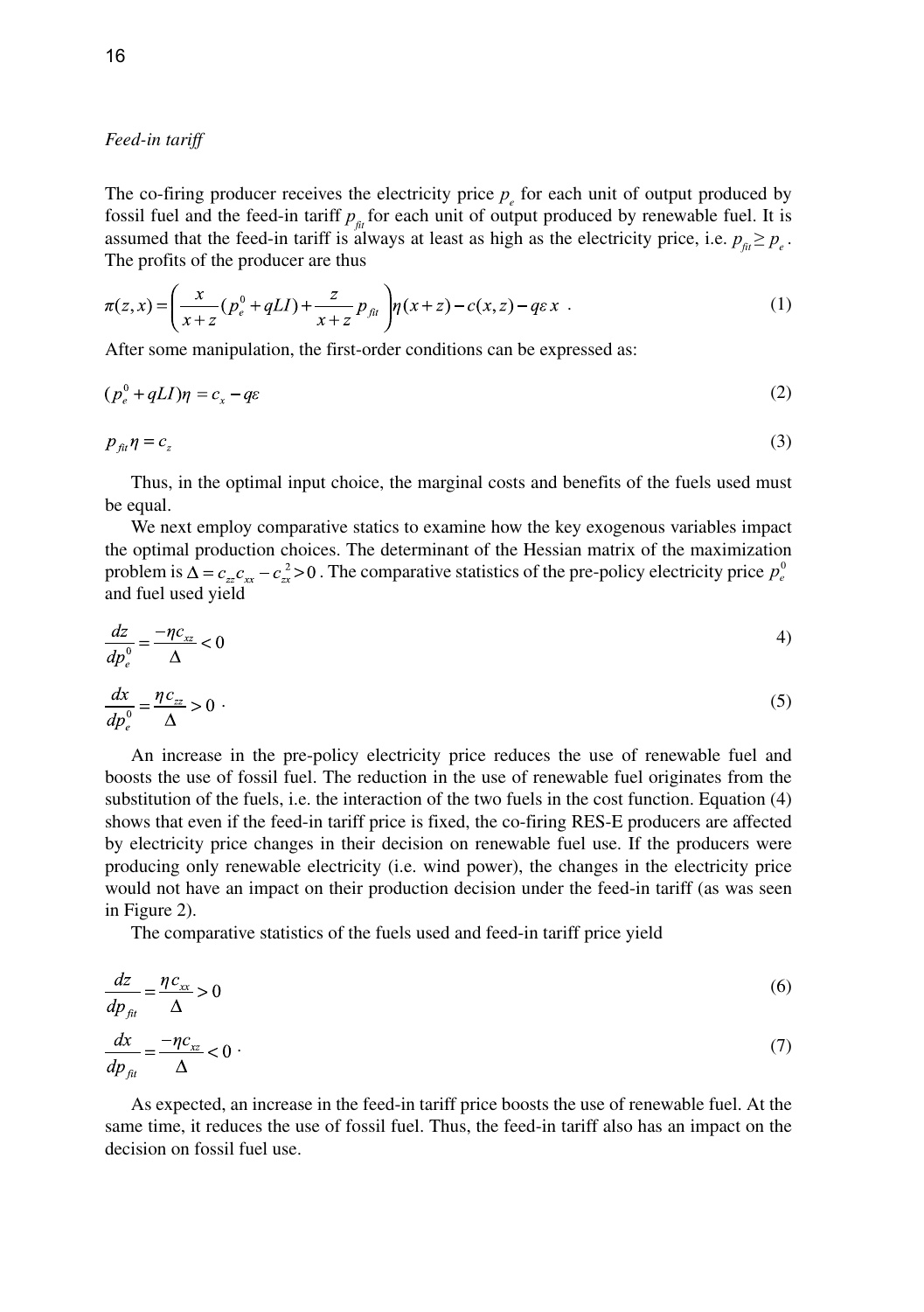*Feed-in tariff*

The co-firing producer receives the electricity price $p_e$ for each unit of output produced by fossil fuel and the feed-in tariff $p_{fit}$ for each unit of output produced by renewable fuel. It is assumed that the feed-in tariff is always at least as high as the electricity price, i.e. $p_{fit} \geq p_e$. The profits of the producer are thus

$$\pi(z,x) = \left( \frac{x}{x+z}(p_e^0 + qLI) + \frac{z}{x+z} p_{fit} \right) \eta(x+z) - c(x,z) - q\varepsilon x \ . \tag{1}$$

After some manipulation, the first-order conditions can be expressed as:

$$(p_e^0 + qLI)\eta = c_x - q\varepsilon \tag{2}$$

$$p_{fit}\eta = c_z \tag{3}$$

Thus, in the optimal input choice, the marginal costs and benefits of the fuels used must be equal.

We next employ comparative statics to examine how the key exogenous variables impact the optimal production choices. The determinant of the Hessian matrix of the maximization problem is $\Delta = c_{zz}c_{xx} - c_{zx}^2 > 0$. The comparative statistics of the pre-policy electricity price $p_e^0$ and fuel used yield

$$\frac{dz}{dp_e^0} = \frac{-\eta c_{xz}}{\Delta} < 0 \tag{4}$$

$$\frac{dx}{dp_e^0} = \frac{\eta c_{zz}}{\Delta} > 0 \ . \tag{5}$$

An increase in the pre-policy electricity price reduces the use of renewable fuel and boosts the use of fossil fuel. The reduction in the use of renewable fuel originates from the substitution of the fuels, i.e. the interaction of the two fuels in the cost function. Equation (4) shows that even if the feed-in tariff price is fixed, the co-firing RES-E producers are affected by electricity price changes in their decision on renewable fuel use. If the producers were producing only renewable electricity (i.e. wind power), the changes in the electricity price would not have an impact on their production decision under the feed-in tariff (as was seen in Figure 2).

The comparative statistics of the fuels used and feed-in tariff price yield

$$\frac{dz}{dp_{fit}} = \frac{\eta c_{xx}}{\Delta} > 0 \tag{6}$$

$$\frac{dx}{dp_{fit}} = \frac{-\eta c_{xz}}{\Delta} < 0 \ . \tag{7}$$

As expected, an increase in the feed-in tariff price boosts the use of renewable fuel. At the same time, it reduces the use of fossil fuel. Thus, the feed-in tariff also has an impact on the decision on fossil fuel use.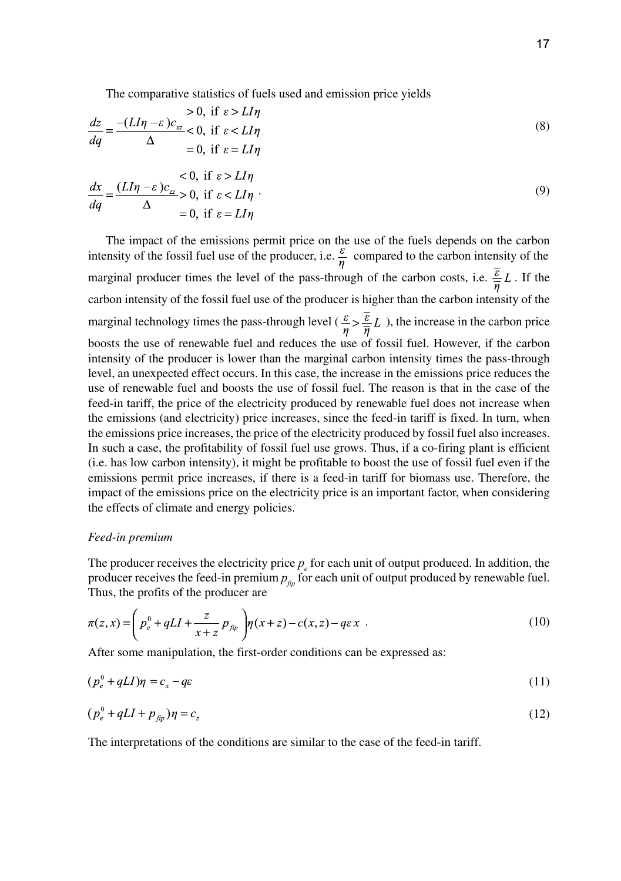The comparative statistics of fuels used and emission price yields

$$\frac{dz}{dq} = \frac{-(LI\eta - \varepsilon)c_{xz}}{\Delta} \begin{matrix} > 0, \text{ if } \varepsilon > LI\eta \\ < 0, \text{ if } \varepsilon < LI\eta \\ = 0, \text{ if } \varepsilon = LI\eta \end{matrix} \tag{8}$$

$$\frac{dx}{dq} = \frac{(LI\eta - \varepsilon)c_{zz}}{\Delta} \begin{matrix} < 0, \text{ if } \varepsilon > LI\eta \\ > 0, \text{ if } \varepsilon < LI\eta \\ = 0, \text{ if } \varepsilon = LI\eta \end{matrix} . \tag{9}$$

The impact of the emissions permit price on the use of the fuels depends on the carbon intensity of the fossil fuel use of the producer, i.e. $\frac{\varepsilon}{\eta}$ compared to the carbon intensity of the marginal producer times the level of the pass-through of the carbon costs, i.e. $\frac{\overline{\varepsilon}}{\overline{\eta}}L$. If the carbon intensity of the fossil fuel use of the producer is higher than the carbon intensity of the marginal technology times the pass-through level ($\frac{\varepsilon}{\eta} > \frac{\overline{\varepsilon}}{\overline{\eta}}L$), the increase in the carbon price boosts the use of renewable fuel and reduces the use of fossil fuel. However, if the carbon intensity of the producer is lower than the marginal carbon intensity times the pass-through level, an unexpected effect occurs. In this case, the increase in the emissions price reduces the use of renewable fuel and boosts the use of fossil fuel. The reason is that in the case of the feed-in tariff, the price of the electricity produced by renewable fuel does not increase when the emissions (and electricity) price increases, since the feed-in tariff is fixed. In turn, when the emissions price increases, the price of the electricity produced by fossil fuel also increases. In such a case, the profitability of fossil fuel use grows. Thus, if a co-firing plant is efficient (i.e. has low carbon intensity), it might be profitable to boost the use of fossil fuel even if the emissions permit price increases, if there is a feed-in tariff for biomass use. Therefore, the impact of the emissions price on the electricity price is an important factor, when considering the effects of climate and energy policies.

*Feed-in premium*

The producer receives the electricity price $p_e$ for each unit of output produced. In addition, the producer receives the feed-in premium $p_{fip}$ for each unit of output produced by renewable fuel. Thus, the profits of the producer are

$$\pi(z,x) = \left( p_e^0 + qLI + \frac{z}{x+z} p_{fip} \right) \eta(x+z) - c(x,z) - q\varepsilon x \ . \tag{10}$$

After some manipulation, the first-order conditions can be expressed as:

$$(p_e^0 + qLI)\eta = c_x - q\varepsilon \tag{11}$$

$$(p_e^0 + qLI + p_{fip})\eta = c_z \tag{12}$$

The interpretations of the conditions are similar to the case of the feed-in tariff.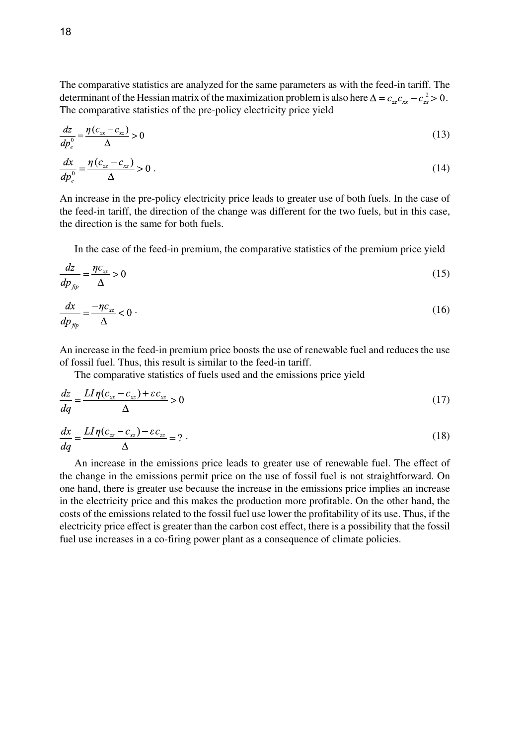The comparative statistics are analyzed for the same parameters as with the feed-in tariff. The determinant of the Hessian matrix of the maximization problem is also here $\Delta = c_{zz}c_{xx} - c_{zx}^2 > 0$. The comparative statistics of the pre-policy electricity price yield

$$\frac{dz}{dp_e^0} = \frac{\eta(c_{xx} - c_{xz})}{\Delta} > 0 \tag{13}$$

$$\frac{dx}{dp_e^0} = \frac{\eta(c_{zz} - c_{xz})}{\Delta} > 0\ . \tag{14}$$

An increase in the pre-policy electricity price leads to greater use of both fuels. In the case of the feed-in tariff, the direction of the change was different for the two fuels, but in this case, the direction is the same for both fuels.

In the case of the feed-in premium, the comparative statistics of the premium price yield

$$\frac{dz}{dp_{fip}} = \frac{\eta c_{xx}}{\Delta} > 0 \tag{15}$$

$$\frac{dx}{dp_{fip}} = \frac{-\eta c_{xz}}{\Delta} < 0\ . \tag{16}$$

An increase in the feed-in premium price boosts the use of renewable fuel and reduces the use of fossil fuel. Thus, this result is similar to the feed-in tariff.

The comparative statistics of fuels used and the emissions price yield

$$\frac{dz}{dq} = \frac{LI\eta(c_{xx} - c_{xz}) + \varepsilon c_{xz}}{\Delta} > 0 \tag{17}$$

$$\frac{dx}{dq} = \frac{LI\eta(c_{zz} - c_{xz}) - \varepsilon c_{zz}}{\Delta} = ?\ . \tag{18}$$

An increase in the emissions price leads to greater use of renewable fuel. The effect of the change in the emissions permit price on the use of fossil fuel is not straightforward. On one hand, there is greater use because the increase in the emissions price implies an increase in the electricity price and this makes the production more profitable. On the other hand, the costs of the emissions related to the fossil fuel use lower the profitability of its use. Thus, if the electricity price effect is greater than the carbon cost effect, there is a possibility that the fossil fuel use increases in a co-firing power plant as a consequence of climate policies.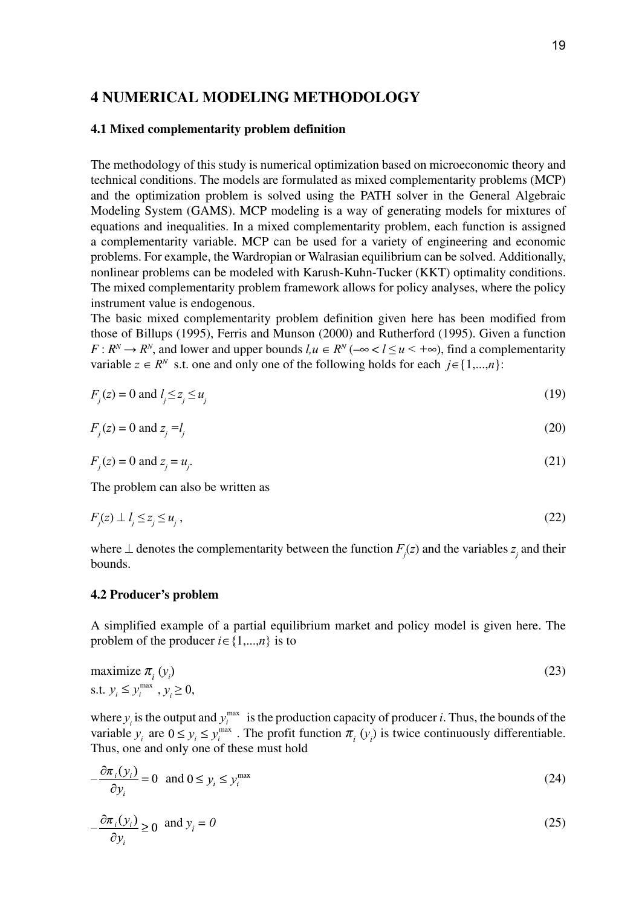## 4 NUMERICAL MODELING METHODOLOGY

### 4.1 Mixed complementarity problem definition

The methodology of this study is numerical optimization based on microeconomic theory and technical conditions. The models are formulated as mixed complementarity problems (MCP) and the optimization problem is solved using the PATH solver in the General Algebraic Modeling System (GAMS). MCP modeling is a way of generating models for mixtures of equations and inequalities. In a mixed complementarity problem, each function is assigned a complementarity variable. MCP can be used for a variety of engineering and economic problems. For example, the Wardropian or Walrasian equilibrium can be solved. Additionally, nonlinear problems can be modeled with Karush-Kuhn-Tucker (KKT) optimality conditions. The mixed complementarity problem framework allows for policy analyses, where the policy instrument value is endogenous.

The basic mixed complementarity problem definition given here has been modified from those of Billups (1995), Ferris and Munson (2000) and Rutherford (1995). Given a function $F : R^N \rightarrow R^N$, and lower and upper bounds $l,u \in R^N$ ($-\infty < l \leq u < +\infty$), find a complementarity variable $z \in R^N$ s.t. one and only one of the following holds for each $j \in \{1,...,n\}$:

$$F_j(z) = 0 \text{ and } l_j \leq z_j \leq u_j \tag{19}$$

$$F_j(z) = 0 \text{ and } z_j = l_j \tag{20}$$

$$F_j(z) = 0 \text{ and } z_j = u_j. \tag{21}$$

The problem can also be written as

$$F_j(z) \perp l_j \leq z_j \leq u_j\,, \tag{22}$$

where $\perp$ denotes the complementarity between the function $F_j(z)$ and the variables $z_j$ and their bounds.

### 4.2 Producer's problem

A simplified example of a partial equilibrium market and policy model is given here. The problem of the producer $i \in \{1,...,n\}$ is to

$$\begin{aligned}&\text{maximize } \pi_i\,(y_i) \\ &\text{s.t. } y_i \leq y_i^{\max}\,,\, y_i \geq 0,\end{aligned} \tag{23}$$

where $y_i$ is the output and $y_i^{\max}$ is the production capacity of producer $i$. Thus, the bounds of the variable $y_i$ are $0 \leq y_i \leq y_i^{\max}$. The profit function $\pi_i\,(y_i)$ is twice continuously differentiable. Thus, one and only one of these must hold

$$-\frac{\partial \pi_i(y_i)}{\partial y_i} = 0 \;\text{ and } 0 \leq y_i \leq y_i^{\max} \tag{24}$$

$$-\frac{\partial \pi_i(y_i)}{\partial y_i} \geq 0 \;\text{ and } y_i = 0 \tag{25}$$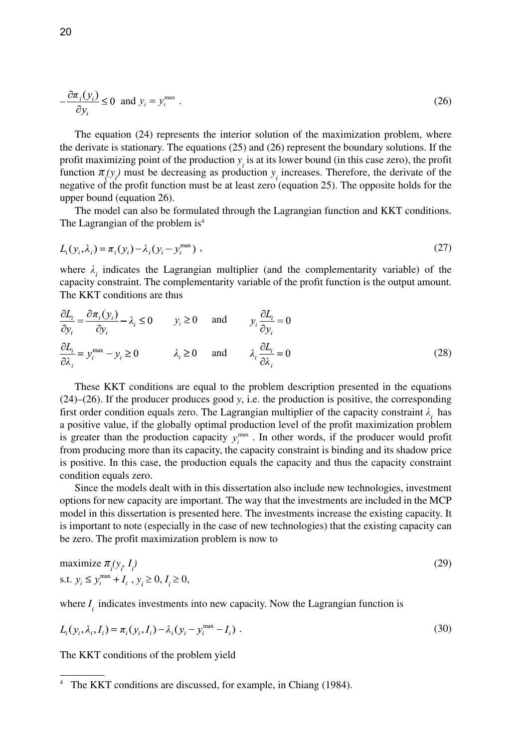$$-\frac{\partial \pi_i(y_i)}{\partial y_i} \leq 0 \text{ and } y_i = y_i^{\max} . \tag{26}$$

The equation (24) represents the interior solution of the maximization problem, where the derivate is stationary. The equations (25) and (26) represent the boundary solutions. If the profit maximizing point of the production $y_i$ is at its lower bound (in this case zero), the profit function $\pi_i(y_i)$ must be decreasing as production $y_i$ increases. Therefore, the derivate of the negative of the profit function must be at least zero (equation 25). The opposite holds for the upper bound (equation 26).

The model can also be formulated through the Lagrangian function and KKT conditions. The Lagrangian of the problem is[4]

$$L_i(y_i, \lambda_i) = \pi_i(y_i) - \lambda_i(y_i - y_i^{\max}) , \tag{27}$$

where $\lambda_i$ indicates the Lagrangian multiplier (and the complementarity variable) of the capacity constraint. The complementarity variable of the profit function is the output amount. The KKT conditions are thus

$$\begin{aligned}
&\frac{\partial L_i}{\partial y_i} = \frac{\partial \pi_i(y_i)}{\partial y_i} - \lambda_i \leq 0 \qquad y_i \geq 0 \quad \text{and} \quad y_i \frac{\partial L_i}{\partial y_i} = 0 \\
&\frac{\partial L_i}{\partial \lambda_i} = y_i^{\max} - y_i \geq 0 \qquad \lambda_i \geq 0 \quad \text{and} \quad \lambda_i \frac{\partial L_i}{\partial \lambda_i} = 0
\end{aligned} \tag{28}$$

These KKT conditions are equal to the problem description presented in the equations (24)–(26). If the producer produces good $y$, i.e. the production is positive, the corresponding first order condition equals zero. The Lagrangian multiplier of the capacity constraint $\lambda_i$ has a positive value, if the globally optimal production level of the profit maximization problem is greater than the production capacity $y_i^{\max}$. In other words, if the producer would profit from producing more than its capacity, the capacity constraint is binding and its shadow price is positive. In this case, the production equals the capacity and thus the capacity constraint condition equals zero.

Since the models dealt with in this dissertation also include new technologies, investment options for new capacity are important. The way that the investments are included in the MCP model in this dissertation is presented here. The investments increase the existing capacity. It is important to note (especially in the case of new technologies) that the existing capacity can be zero. The profit maximization problem is now to

$$\begin{aligned}
&\text{maximize } \pi_i(y_i, I_i) \\
&\text{s.t. } y_i \leq y_i^{\max} + I_i , \ y_i \geq 0, I_i \geq 0,
\end{aligned} \tag{29}$$

where $I_i$ indicates investments into new capacity. Now the Lagrangian function is

$$L_i(y_i, \lambda_i, I_i) = \pi_i(y_i, I_i) - \lambda_i(y_i - y_i^{\max} - I_i) . \tag{30}$$

The KKT conditions of the problem yield

[4] The KKT conditions are discussed, for example, in Chiang (1984).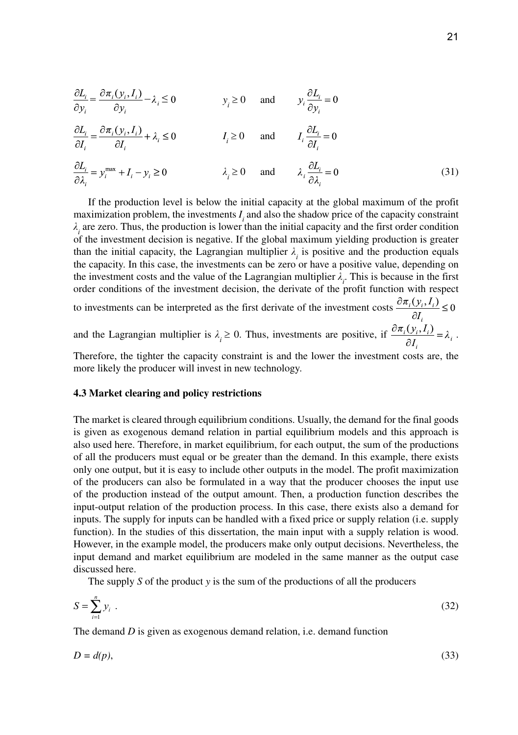$$\frac{\partial L_i}{\partial y_i} = \frac{\partial \pi_i(y_i, I_i)}{\partial y_i} - \lambda_i \le 0 \qquad y_i \ge 0 \quad \text{and} \quad y_i \frac{\partial L_i}{\partial y_i} = 0$$

$$\frac{\partial L_i}{\partial I_i} = \frac{\partial \pi_i(y_i, I_i)}{\partial I_i} + \lambda_i \le 0 \qquad I_i \ge 0 \quad \text{and} \quad I_i \frac{\partial L_i}{\partial I_i} = 0$$

$$\frac{\partial L_i}{\partial \lambda_i} = y_i^{\max} + I_i - y_i \ge 0 \qquad \lambda_i \ge 0 \quad \text{and} \quad \lambda_i \frac{\partial L_i}{\partial \lambda_i} = 0 \tag{31}$$

If the production level is below the initial capacity at the global maximum of the profit maximization problem, the investments $I_i$ and also the shadow price of the capacity constraint $\lambda_i$ are zero. Thus, the production is lower than the initial capacity and the first order condition of the investment decision is negative. If the global maximum yielding production is greater than the initial capacity, the Lagrangian multiplier $\lambda_i$ is positive and the production equals the capacity. In this case, the investments can be zero or have a positive value, depending on the investment costs and the value of the Lagrangian multiplier $\lambda_i$. This is because in the first order conditions of the investment decision, the derivate of the profit function with respect to investments can be interpreted as the first derivate of the investment costs $\frac{\partial \pi_i(y_i, I_i)}{\partial I_i} \le 0$ and the Lagrangian multiplier is $\lambda_i \ge 0$. Thus, investments are positive, if $\frac{\partial \pi_i(y_i, I_i)}{\partial I_i} = \lambda_i$. Therefore, the tighter the capacity constraint is and the lower the investment costs are, the more likely the producer will invest in new technology.

### 4.3 Market clearing and policy restrictions

The market is cleared through equilibrium conditions. Usually, the demand for the final goods is given as exogenous demand relation in partial equilibrium models and this approach is also used here. Therefore, in market equilibrium, for each output, the sum of the productions of all the producers must equal or be greater than the demand. In this example, there exists only one output, but it is easy to include other outputs in the model. The profit maximization of the producers can also be formulated in a way that the producer chooses the input use of the production instead of the output amount. Then, a production function describes the input-output relation of the production process. In this case, there exists also a demand for inputs. The supply for inputs can be handled with a fixed price or supply relation (i.e. supply function). In the studies of this dissertation, the main input with a supply relation is wood. However, in the example model, the producers make only output decisions. Nevertheless, the input demand and market equilibrium are modeled in the same manner as the output case discussed here.

The supply *S* of the product *y* is the sum of the productions of all the producers

$$S = \sum_{i=1}^{n} y_i \ . \tag{32}$$

The demand *D* is given as exogenous demand relation, i.e. demand function

$$D = d(p), \tag{33}$$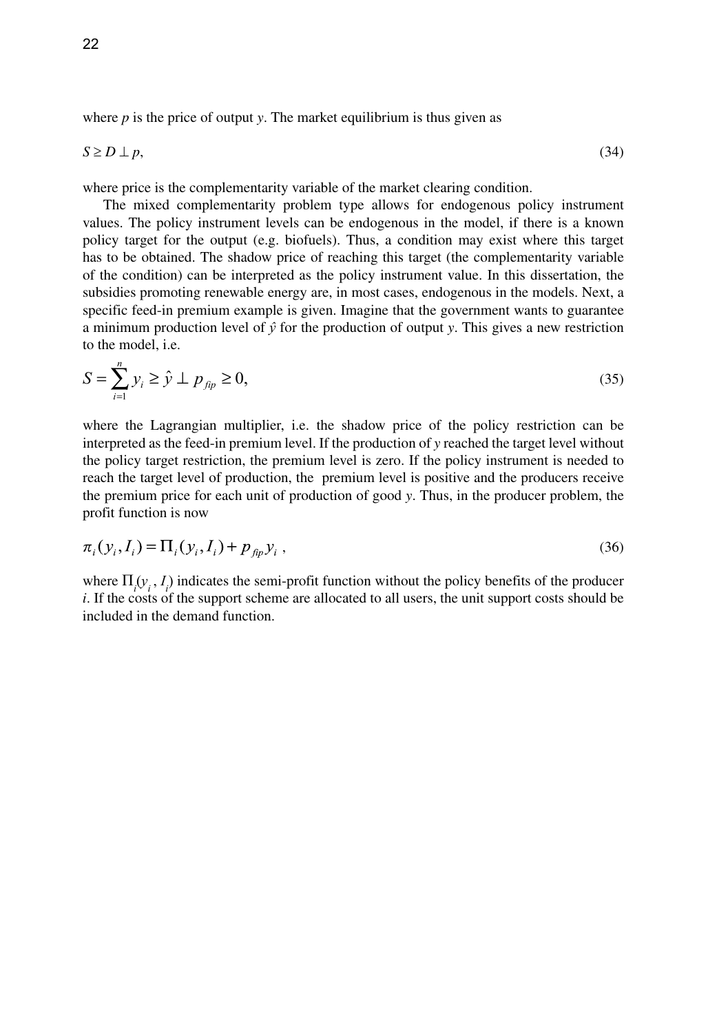where $p$ is the price of output $y$. The market equilibrium is thus given as

$$S \geq D \perp p, \tag{34}$$

where price is the complementarity variable of the market clearing condition.

The mixed complementarity problem type allows for endogenous policy instrument values. The policy instrument levels can be endogenous in the model, if there is a known policy target for the output (e.g. biofuels). Thus, a condition may exist where this target has to be obtained. The shadow price of reaching this target (the complementarity variable of the condition) can be interpreted as the policy instrument value. In this dissertation, the subsidies promoting renewable energy are, in most cases, endogenous in the models. Next, a specific feed-in premium example is given. Imagine that the government wants to guarantee a minimum production level of $\hat{y}$ for the production of output $y$. This gives a new restriction to the model, i.e.

$$S = \sum_{i=1}^{n} y_i \geq \hat{y} \perp p_{fip} \geq 0, \tag{35}$$

where the Lagrangian multiplier, i.e. the shadow price of the policy restriction can be interpreted as the feed-in premium level. If the production of $y$ reached the target level without the policy target restriction, the premium level is zero. If the policy instrument is needed to reach the target level of production, the premium level is positive and the producers receive the premium price for each unit of production of good $y$. Thus, in the producer problem, the profit function is now

$$\pi_i(y_i, I_i) = \Pi_i(y_i, I_i) + p_{fip} y_i \ , \tag{36}$$

where $\Pi_i(y_i, I_i)$ indicates the semi-profit function without the policy benefits of the producer $i$. If the costs of the support scheme are allocated to all users, the unit support costs should be included in the demand function.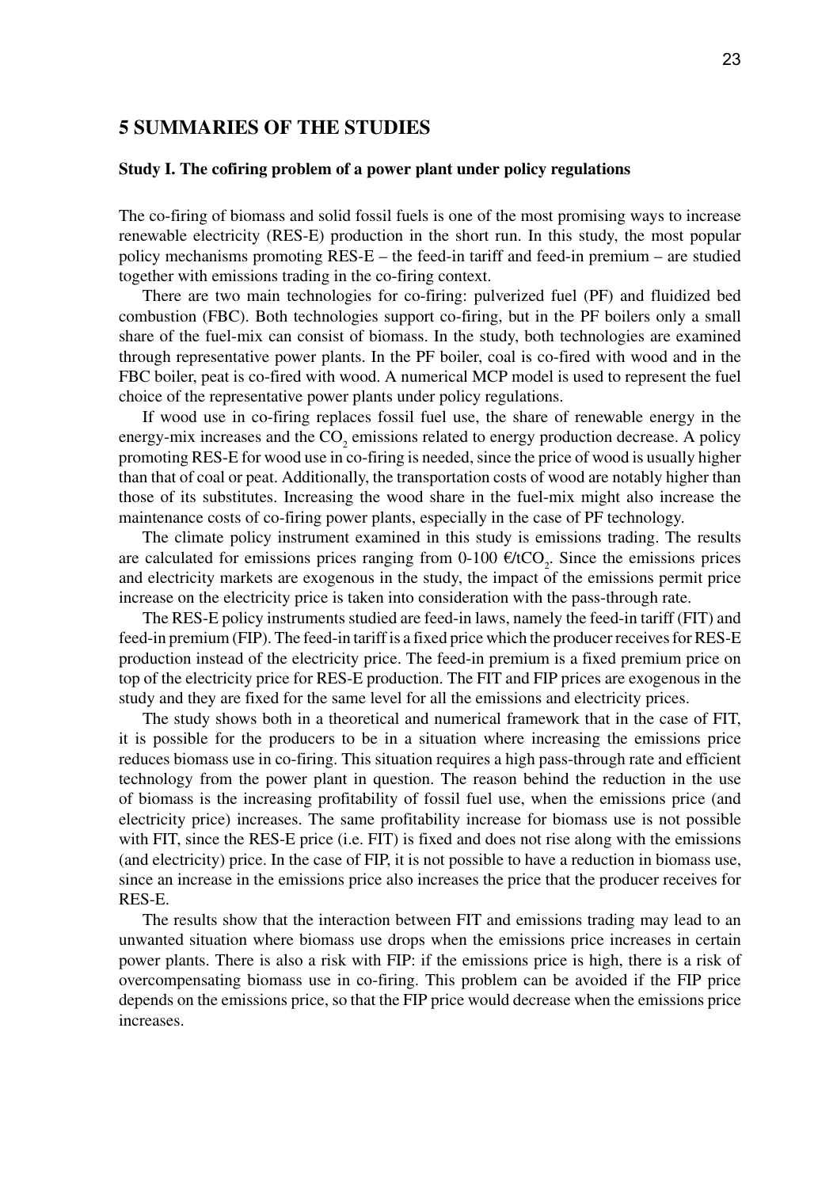# 5 SUMMARIES OF THE STUDIES

## Study I. The cofiring problem of a power plant under policy regulations

The co-firing of biomass and solid fossil fuels is one of the most promising ways to increase renewable electricity (RES-E) production in the short run. In this study, the most popular policy mechanisms promoting RES-E – the feed-in tariff and feed-in premium – are studied together with emissions trading in the co-firing context.

There are two main technologies for co-firing: pulverized fuel (PF) and fluidized bed combustion (FBC). Both technologies support co-firing, but in the PF boilers only a small share of the fuel-mix can consist of biomass. In the study, both technologies are examined through representative power plants. In the PF boiler, coal is co-fired with wood and in the FBC boiler, peat is co-fired with wood. A numerical MCP model is used to represent the fuel choice of the representative power plants under policy regulations.

If wood use in co-firing replaces fossil fuel use, the share of renewable energy in the energy-mix increases and the $CO_2$ emissions related to energy production decrease. A policy promoting RES-E for wood use in co-firing is needed, since the price of wood is usually higher than that of coal or peat. Additionally, the transportation costs of wood are notably higher than those of its substitutes. Increasing the wood share in the fuel-mix might also increase the maintenance costs of co-firing power plants, especially in the case of PF technology.

The climate policy instrument examined in this study is emissions trading. The results are calculated for emissions prices ranging from 0-100 €/t$CO_2$. Since the emissions prices and electricity markets are exogenous in the study, the impact of the emissions permit price increase on the electricity price is taken into consideration with the pass-through rate.

The RES-E policy instruments studied are feed-in laws, namely the feed-in tariff (FIT) and feed-in premium (FIP). The feed-in tariff is a fixed price which the producer receives for RES-E production instead of the electricity price. The feed-in premium is a fixed premium price on top of the electricity price for RES-E production. The FIT and FIP prices are exogenous in the study and they are fixed for the same level for all the emissions and electricity prices.

The study shows both in a theoretical and numerical framework that in the case of FIT, it is possible for the producers to be in a situation where increasing the emissions price reduces biomass use in co-firing. This situation requires a high pass-through rate and efficient technology from the power plant in question. The reason behind the reduction in the use of biomass is the increasing profitability of fossil fuel use, when the emissions price (and electricity price) increases. The same profitability increase for biomass use is not possible with FIT, since the RES-E price (i.e. FIT) is fixed and does not rise along with the emissions (and electricity) price. In the case of FIP, it is not possible to have a reduction in biomass use, since an increase in the emissions price also increases the price that the producer receives for RES-E.

The results show that the interaction between FIT and emissions trading may lead to an unwanted situation where biomass use drops when the emissions price increases in certain power plants. There is also a risk with FIP: if the emissions price is high, there is a risk of overcompensating biomass use in co-firing. This problem can be avoided if the FIP price depends on the emissions price, so that the FIP price would decrease when the emissions price increases.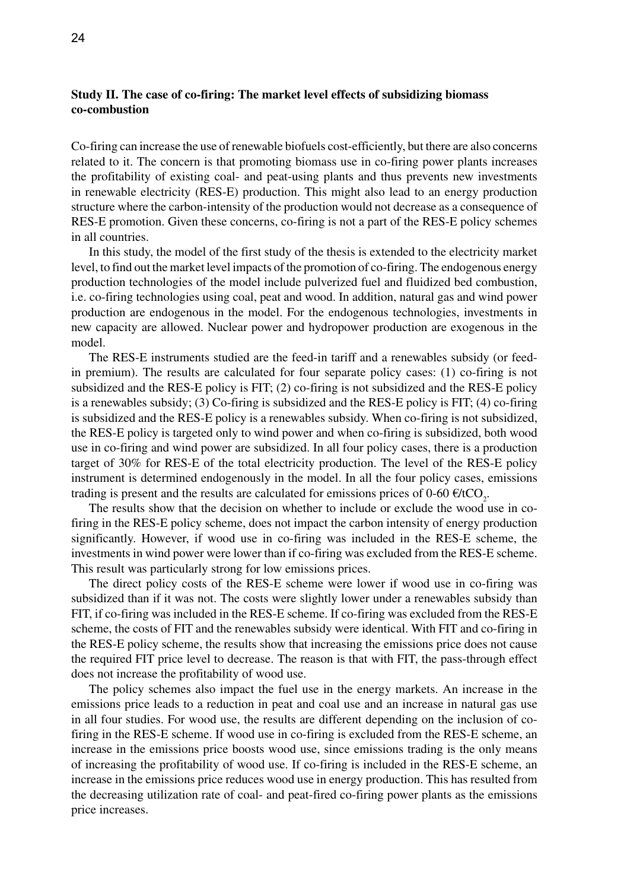### Study II. The case of co-firing: The market level effects of subsidizing biomass co-combustion

Co-firing can increase the use of renewable biofuels cost-efficiently, but there are also concerns related to it. The concern is that promoting biomass use in co-firing power plants increases the profitability of existing coal- and peat-using plants and thus prevents new investments in renewable electricity (RES-E) production. This might also lead to an energy production structure where the carbon-intensity of the production would not decrease as a consequence of RES-E promotion. Given these concerns, co-firing is not a part of the RES-E policy schemes in all countries.

In this study, the model of the first study of the thesis is extended to the electricity market level, to find out the market level impacts of the promotion of co-firing. The endogenous energy production technologies of the model include pulverized fuel and fluidized bed combustion, i.e. co-firing technologies using coal, peat and wood. In addition, natural gas and wind power production are endogenous in the model. For the endogenous technologies, investments in new capacity are allowed. Nuclear power and hydropower production are exogenous in the model.

The RES-E instruments studied are the feed-in tariff and a renewables subsidy (or feed-in premium). The results are calculated for four separate policy cases: (1) co-firing is not subsidized and the RES-E policy is FIT; (2) co-firing is not subsidized and the RES-E policy is a renewables subsidy; (3) Co-firing is subsidized and the RES-E policy is FIT; (4) co-firing is subsidized and the RES-E policy is a renewables subsidy. When co-firing is not subsidized, the RES-E policy is targeted only to wind power and when co-firing is subsidized, both wood use in co-firing and wind power are subsidized. In all four policy cases, there is a production target of 30% for RES-E of the total electricity production. The level of the RES-E policy instrument is determined endogenously in the model. In all the four policy cases, emissions trading is present and the results are calculated for emissions prices of 0-60 €/t$CO_2$.

The results show that the decision on whether to include or exclude the wood use in co-firing in the RES-E policy scheme, does not impact the carbon intensity of energy production significantly. However, if wood use in co-firing was included in the RES-E scheme, the investments in wind power were lower than if co-firing was excluded from the RES-E scheme. This result was particularly strong for low emissions prices.

The direct policy costs of the RES-E scheme were lower if wood use in co-firing was subsidized than if it was not. The costs were slightly lower under a renewables subsidy than FIT, if co-firing was included in the RES-E scheme. If co-firing was excluded from the RES-E scheme, the costs of FIT and the renewables subsidy were identical. With FIT and co-firing in the RES-E policy scheme, the results show that increasing the emissions price does not cause the required FIT price level to decrease. The reason is that with FIT, the pass-through effect does not increase the profitability of wood use.

The policy schemes also impact the fuel use in the energy markets. An increase in the emissions price leads to a reduction in peat and coal use and an increase in natural gas use in all four studies. For wood use, the results are different depending on the inclusion of co-firing in the RES-E scheme. If wood use in co-firing is excluded from the RES-E scheme, an increase in the emissions price boosts wood use, since emissions trading is the only means of increasing the profitability of wood use. If co-firing is included in the RES-E scheme, an increase in the emissions price reduces wood use in energy production. This has resulted from the decreasing utilization rate of coal- and peat-fired co-firing power plants as the emissions price increases.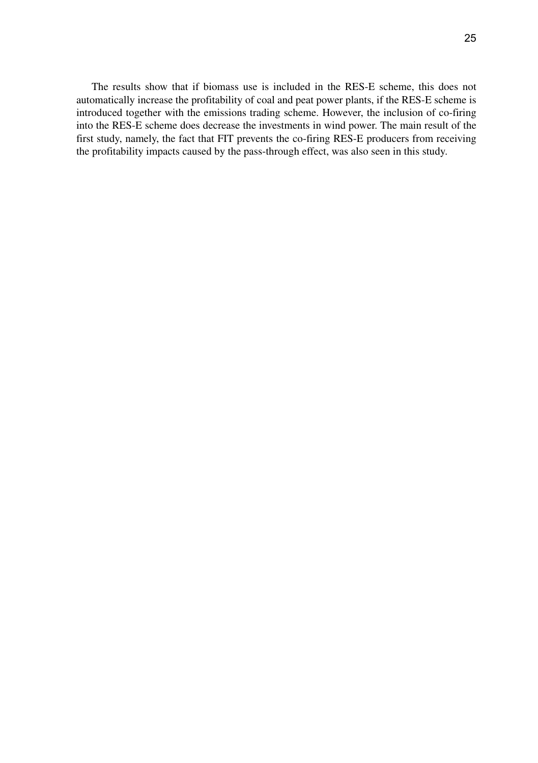The results show that if biomass use is included in the RES-E scheme, this does not automatically increase the profitability of coal and peat power plants, if the RES-E scheme is introduced together with the emissions trading scheme. However, the inclusion of co-firing into the RES-E scheme does decrease the investments in wind power. The main result of the first study, namely, the fact that FIT prevents the co-firing RES-E producers from receiving the profitability impacts caused by the pass-through effect, was also seen in this study.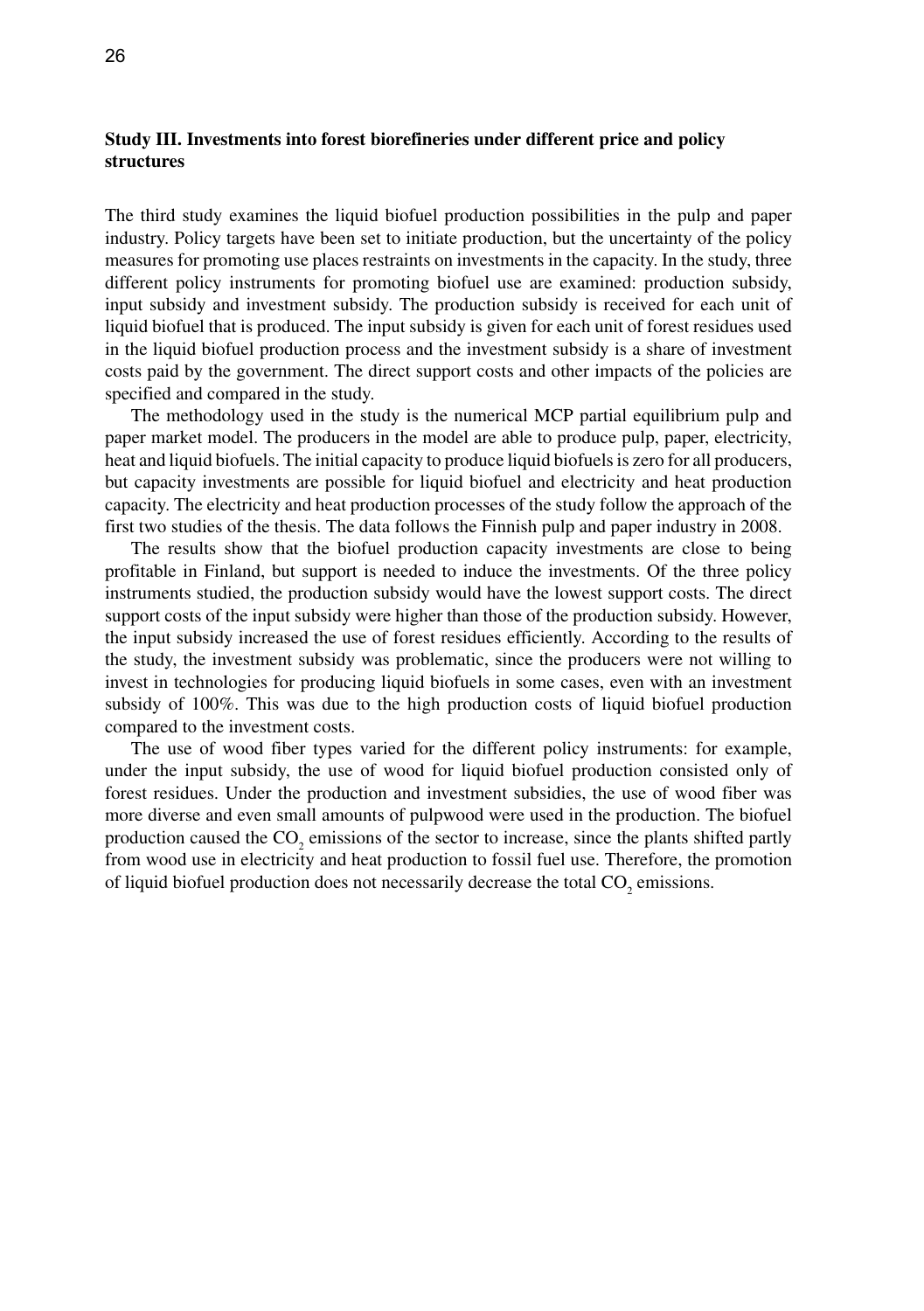### Study III. Investments into forest biorefineries under different price and policy structures

The third study examines the liquid biofuel production possibilities in the pulp and paper industry. Policy targets have been set to initiate production, but the uncertainty of the policy measures for promoting use places restraints on investments in the capacity. In the study, three different policy instruments for promoting biofuel use are examined: production subsidy, input subsidy and investment subsidy. The production subsidy is received for each unit of liquid biofuel that is produced. The input subsidy is given for each unit of forest residues used in the liquid biofuel production process and the investment subsidy is a share of investment costs paid by the government. The direct support costs and other impacts of the policies are specified and compared in the study.

The methodology used in the study is the numerical MCP partial equilibrium pulp and paper market model. The producers in the model are able to produce pulp, paper, electricity, heat and liquid biofuels. The initial capacity to produce liquid biofuels is zero for all producers, but capacity investments are possible for liquid biofuel and electricity and heat production capacity. The electricity and heat production processes of the study follow the approach of the first two studies of the thesis. The data follows the Finnish pulp and paper industry in 2008.

The results show that the biofuel production capacity investments are close to being profitable in Finland, but support is needed to induce the investments. Of the three policy instruments studied, the production subsidy would have the lowest support costs. The direct support costs of the input subsidy were higher than those of the production subsidy. However, the input subsidy increased the use of forest residues efficiently. According to the results of the study, the investment subsidy was problematic, since the producers were not willing to invest in technologies for producing liquid biofuels in some cases, even with an investment subsidy of 100%. This was due to the high production costs of liquid biofuel production compared to the investment costs.

The use of wood fiber types varied for the different policy instruments: for example, under the input subsidy, the use of wood for liquid biofuel production consisted only of forest residues. Under the production and investment subsidies, the use of wood fiber was more diverse and even small amounts of pulpwood were used in the production. The biofuel production caused the $CO_2$ emissions of the sector to increase, since the plants shifted partly from wood use in electricity and heat production to fossil fuel use. Therefore, the promotion of liquid biofuel production does not necessarily decrease the total $CO_2$ emissions.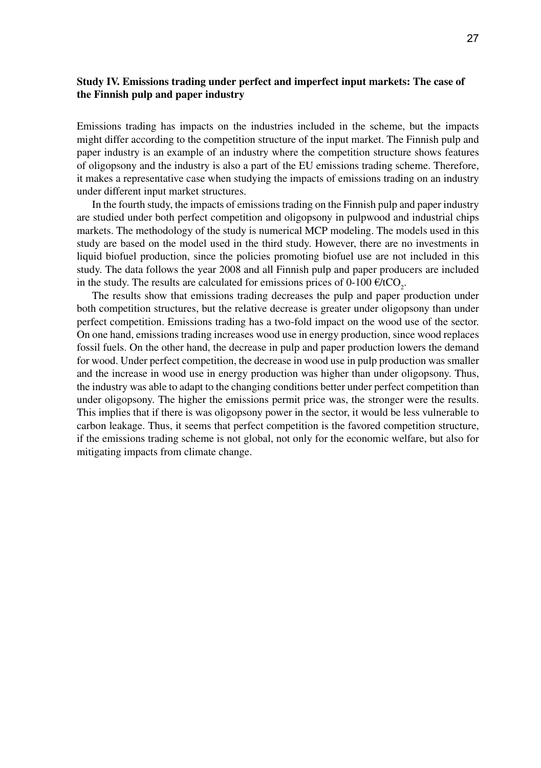### Study IV. Emissions trading under perfect and imperfect input markets: The case of the Finnish pulp and paper industry

Emissions trading has impacts on the industries included in the scheme, but the impacts might differ according to the competition structure of the input market. The Finnish pulp and paper industry is an example of an industry where the competition structure shows features of oligopsony and the industry is also a part of the EU emissions trading scheme. Therefore, it makes a representative case when studying the impacts of emissions trading on an industry under different input market structures.

In the fourth study, the impacts of emissions trading on the Finnish pulp and paper industry are studied under both perfect competition and oligopsony in pulpwood and industrial chips markets. The methodology of the study is numerical MCP modeling. The models used in this study are based on the model used in the third study. However, there are no investments in liquid biofuel production, since the policies promoting biofuel use are not included in this study. The data follows the year 2008 and all Finnish pulp and paper producers are included in the study. The results are calculated for emissions prices of 0-100 €/t$CO_2$.

The results show that emissions trading decreases the pulp and paper production under both competition structures, but the relative decrease is greater under oligopsony than under perfect competition. Emissions trading has a two-fold impact on the wood use of the sector. On one hand, emissions trading increases wood use in energy production, since wood replaces fossil fuels. On the other hand, the decrease in pulp and paper production lowers the demand for wood. Under perfect competition, the decrease in wood use in pulp production was smaller and the increase in wood use in energy production was higher than under oligopsony. Thus, the industry was able to adapt to the changing conditions better under perfect competition than under oligopsony. The higher the emissions permit price was, the stronger were the results. This implies that if there is was oligopsony power in the sector, it would be less vulnerable to carbon leakage. Thus, it seems that perfect competition is the favored competition structure, if the emissions trading scheme is not global, not only for the economic welfare, but also for mitigating impacts from climate change.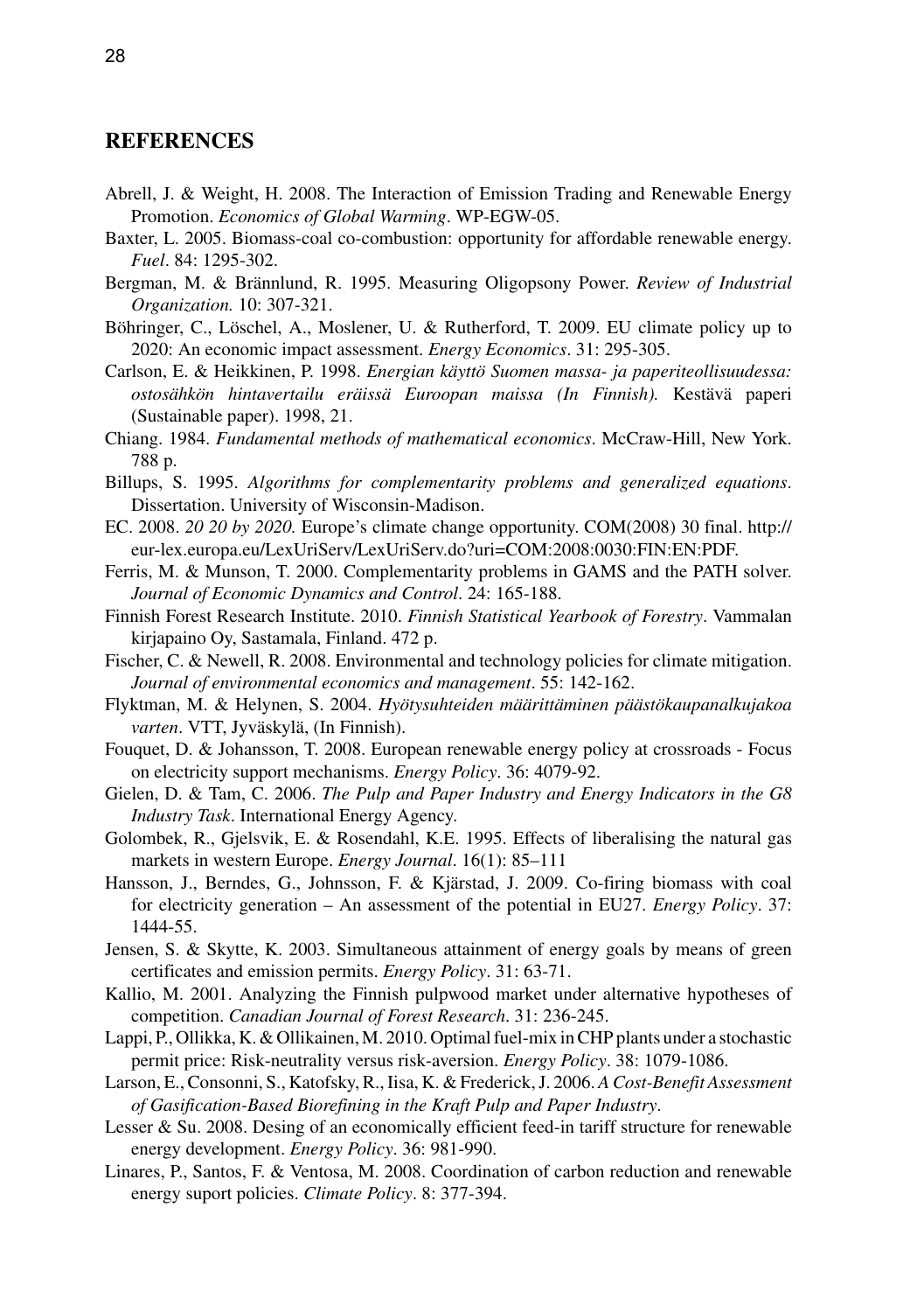## REFERENCES

Abrell, J. & Weight, H. 2008. The Interaction of Emission Trading and Renewable Energy Promotion. *Economics of Global Warming*. WP-EGW-05.

Baxter, L. 2005. Biomass-coal co-combustion: opportunity for affordable renewable energy. *Fuel*. 84: 1295-302.

Bergman, M. & Brännlund, R. 1995. Measuring Oligopsony Power. *Review of Industrial Organization.* 10: 307-321.

Böhringer, C., Löschel, A., Moslener, U. & Rutherford, T. 2009. EU climate policy up to 2020: An economic impact assessment. *Energy Economics*. 31: 295-305.

Carlson, E. & Heikkinen, P. 1998. *Energian käyttö Suomen massa- ja paperiteollisuudessa: ostosähkön hintavertailu eräissä Euroopan maissa (In Finnish).* Kestävä paperi (Sustainable paper). 1998, 21.

Chiang. 1984. *Fundamental methods of mathematical economics*. McCraw-Hill, New York. 788 p.

Billups, S. 1995. *Algorithms for complementarity problems and generalized equations*. Dissertation. University of Wisconsin-Madison.

EC. 2008. *20 20 by 2020.* Europe's climate change opportunity. COM(2008) 30 final. http://eur-lex.europa.eu/LexUriServ/LexUriServ.do?uri=COM:2008:0030:FIN:EN:PDF.

Ferris, M. & Munson, T. 2000. Complementarity problems in GAMS and the PATH solver. *Journal of Economic Dynamics and Control*. 24: 165-188.

Finnish Forest Research Institute. 2010. *Finnish Statistical Yearbook of Forestry*. Vammalan kirjapaino Oy, Sastamala, Finland. 472 p.

Fischer, C. & Newell, R. 2008. Environmental and technology policies for climate mitigation. *Journal of environmental economics and management*. 55: 142-162.

Flyktman, M. & Helynen, S. 2004. *Hyötysuhteiden määrittäminen päästökaupanalkujakoa varten*. VTT, Jyväskylä, (In Finnish).

Fouquet, D. & Johansson, T. 2008. European renewable energy policy at crossroads - Focus on electricity support mechanisms. *Energy Policy*. 36: 4079-92.

Gielen, D. & Tam, C. 2006. *The Pulp and Paper Industry and Energy Indicators in the G8 Industry Task*. International Energy Agency.

Golombek, R., Gjelsvik, E. & Rosendahl, K.E. 1995. Effects of liberalising the natural gas markets in western Europe. *Energy Journal*. 16(1): 85–111

Hansson, J., Berndes, G., Johnsson, F. & Kjärstad, J. 2009. Co-firing biomass with coal for electricity generation – An assessment of the potential in EU27. *Energy Policy*. 37: 1444-55.

Jensen, S. & Skytte, K. 2003. Simultaneous attainment of energy goals by means of green certificates and emission permits. *Energy Policy*. 31: 63-71.

Kallio, M. 2001. Analyzing the Finnish pulpwood market under alternative hypotheses of competition. *Canadian Journal of Forest Research*. 31: 236-245.

Lappi, P., Ollikka, K. & Ollikainen, M. 2010. Optimal fuel-mix in CHP plants under a stochastic permit price: Risk-neutrality versus risk-aversion. *Energy Policy*. 38: 1079-1086.

Larson, E., Consonni, S., Katofsky, R., Iisa, K. & Frederick, J. 2006. *A Cost-Benefit Assessment of Gasification-Based Biorefining in the Kraft Pulp and Paper Industry*.

Lesser & Su. 2008. Desing of an economically efficient feed-in tariff structure for renewable energy development. *Energy Policy*. 36: 981-990.

Linares, P., Santos, F. & Ventosa, M. 2008. Coordination of carbon reduction and renewable energy suport policies. *Climate Policy*. 8: 377-394.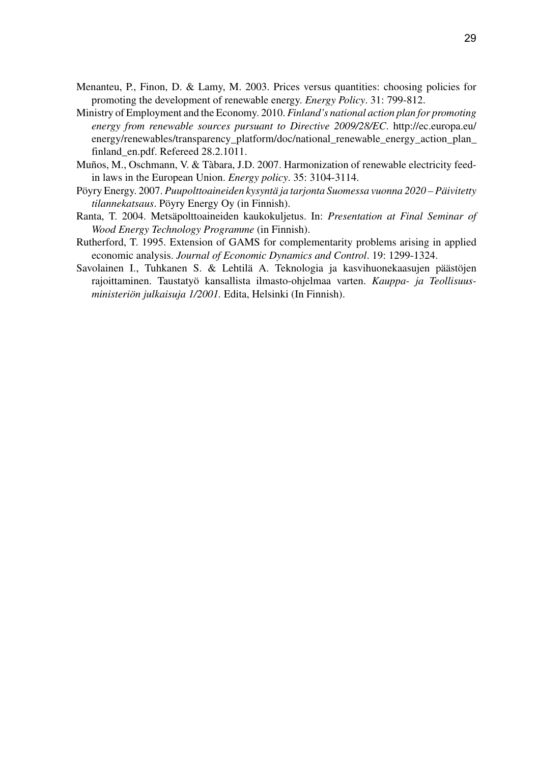Menanteu, P., Finon, D. & Lamy, M. 2003. Prices versus quantities: choosing policies for promoting the development of renewable energy. *Energy Policy*. 31: 799-812.

Ministry of Employment and the Economy. 2010. *Finland's national action plan for promoting energy from renewable sources pursuant to Directive 2009/28/EC*. http://ec.europa.eu/energy/renewables/transparency_platform/doc/national_renewable_energy_action_plan_finland_en.pdf. Refereed 28.2.1011.

Muños, M., Oschmann, V. & Tàbara, J.D. 2007. Harmonization of renewable electricity feed-in laws in the European Union. *Energy policy*. 35: 3104-3114.

Pöyry Energy. 2007. *Puupolttoaineiden kysyntä ja tarjonta Suomessa vuonna 2020 – Päivitetty tilannekatsaus*. Pöyry Energy Oy (in Finnish).

Ranta, T. 2004. Metsäpolttoaineiden kaukokuljetus. In: *Presentation at Final Seminar of Wood Energy Technology Programme* (in Finnish).

Rutherford, T. 1995. Extension of GAMS for complementarity problems arising in applied economic analysis. *Journal of Economic Dynamics and Control*. 19: 1299-1324.

Savolainen I., Tuhkanen S. & Lehtilä A. Teknologia ja kasvihuonekaasujen päästöjen rajoittaminen. Taustatyö kansallista ilmasto-ohjelmaa varten. *Kauppa- ja Teollisuusministeriön julkaisuja 1/2001*. Edita, Helsinki (In Finnish).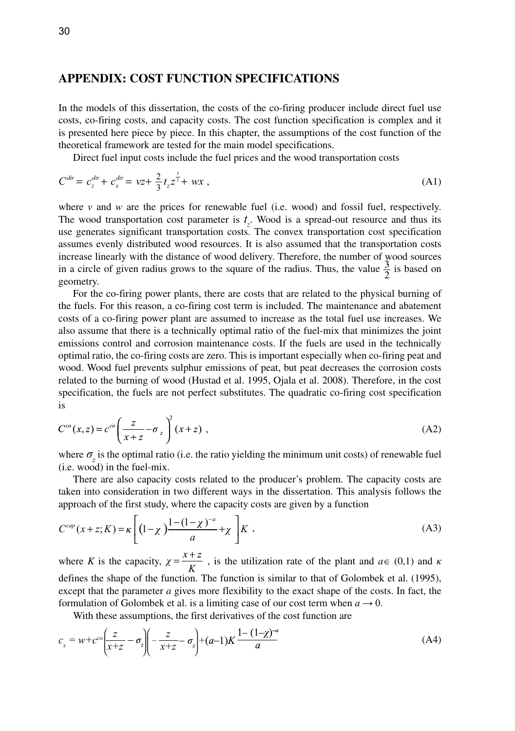## APPENDIX: COST FUNCTION SPECIFICATIONS

In the models of this dissertation, the costs of the co-firing producer include direct fuel use costs, co-firing costs, and capacity costs. The cost function specification is complex and it is presented here piece by piece. In this chapter, the assumptions of the cost function of the theoretical framework are tested for the main model specifications.

Direct fuel input costs include the fuel prices and the wood transportation costs

$$C^{dir} = c_z^{dir} + c_x^{dir} = vz + \frac{2}{3} t_z z^{\frac{3}{2}} + wx \ , \tag{A1}$$

where $v$ and $w$ are the prices for renewable fuel (i.e. wood) and fossil fuel, respectively. The wood transportation cost parameter is $t_z$. Wood is a spread-out resource and thus its use generates significant transportation costs. The convex transportation cost specification assumes evenly distributed wood resources. It is also assumed that the transportation costs increase linearly with the distance of wood delivery. Therefore, the number of wood sources in a circle of given radius grows to the square of the radius. Thus, the value $\frac{3}{2}$ is based on geometry.

For the co-firing power plants, there are costs that are related to the physical burning of the fuels. For this reason, a co-firing cost term is included. The maintenance and abatement costs of a co-firing power plant are assumed to increase as the total fuel use increases. We also assume that there is a technically optimal ratio of the fuel-mix that minimizes the joint emissions control and corrosion maintenance costs. If the fuels are used in the technically optimal ratio, the co-firing costs are zero. This is important especially when co-firing peat and wood. Wood fuel prevents sulphur emissions of peat, but peat decreases the corrosion costs related to the burning of wood (Hustad et al. 1995, Ojala et al. 2008). Therefore, in the cost specification, the fuels are not perfect substitutes. The quadratic co-firing cost specification is

$$C^{co}(x,z) = c^{co}\left(\frac{z}{x+z} - \sigma_z\right)^2 (x+z) \ , \tag{A2}$$

where $\sigma_z$ is the optimal ratio (i.e. the ratio yielding the minimum unit costs) of renewable fuel (i.e. wood) in the fuel-mix.

There are also capacity costs related to the producer's problem. The capacity costs are taken into consideration in two different ways in the dissertation. This analysis follows the approach of the first study, where the capacity costs are given by a function

$$C^{cap}(x+z;K) = \kappa\left[(1-\chi)\frac{1-(1-\chi)^{-a}}{a} + \chi\right]K \ , \tag{A3}$$

where $K$ is the capacity, $\chi = \dfrac{x+z}{K}$ , is the utilization rate of the plant and $a \in (0,1)$ and $\kappa$ defines the shape of the function. The function is similar to that of Golombek et al. (1995), except that the parameter $a$ gives more flexibility to the exact shape of the costs. In fact, the formulation of Golombek et al. is a limiting case of our cost term when $a \to 0$.

With these assumptions, the first derivatives of the cost function are

$$c_x = w + c^{co}\left(\frac{z}{x+z} - \sigma_z\right)\left(-\frac{z}{x+z} - \sigma_z\right) + (a-1)K\frac{1-(1-\chi)^{-a}}{a} \tag{A4}$$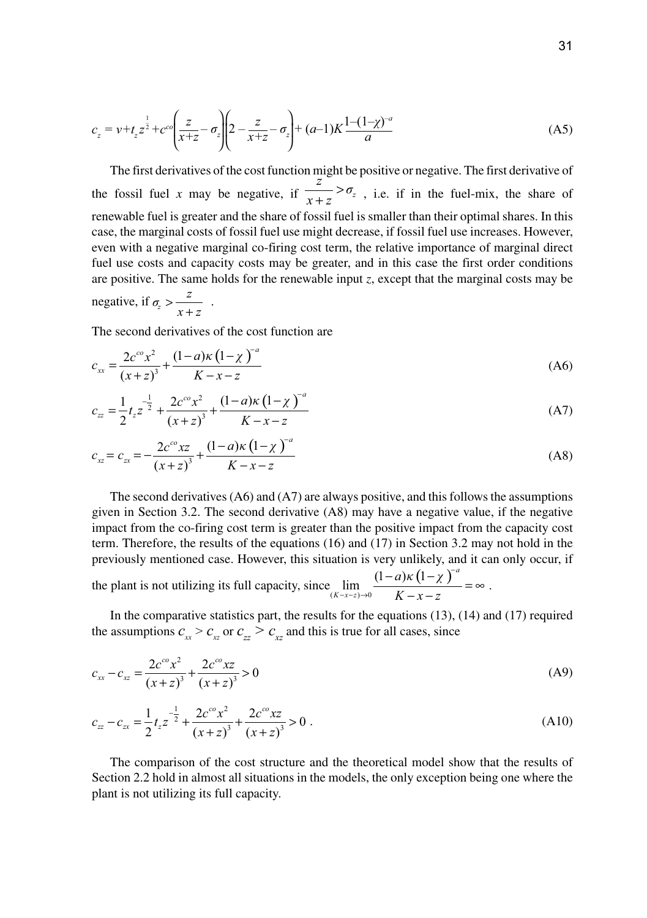$$c_z = v + t_z z^{\frac{1}{2}} + c^{co}\left(\frac{z}{x+z} - \sigma_z\right)\left(2 - \frac{z}{x+z} - \sigma_z\right) + (a-1)K\frac{1-(1-\chi)^{-a}}{a} \tag{A5}$$

The first derivatives of the cost function might be positive or negative. The first derivative of the fossil fuel $x$ may be negative, if $\frac{z}{x+z} > \sigma_z$, i.e. if in the fuel-mix, the share of renewable fuel is greater and the share of fossil fuel is smaller than their optimal shares. In this case, the marginal costs of fossil fuel use might decrease, if fossil fuel use increases. However, even with a negative marginal co-firing cost term, the relative importance of marginal direct fuel use costs and capacity costs may be greater, and in this case the first order conditions are positive. The same holds for the renewable input $z$, except that the marginal costs may be negative, if $\sigma_z > \frac{z}{x+z}$ .

The second derivatives of the cost function are

$$c_{xx} = \frac{2c^{co}x^2}{(x+z)^3} + \frac{(1-a)\kappa\left(1-\chi\right)^{-a}}{K-x-z} \tag{A6}$$

$$c_{zz} = \frac{1}{2}t_z z^{-\frac{1}{2}} + \frac{2c^{co}x^2}{(x+z)^3} + \frac{(1-a)\kappa\left(1-\chi\right)^{-a}}{K-x-z} \tag{A7}$$

$$c_{xz} = c_{zx} = -\frac{2c^{co}xz}{(x+z)^3} + \frac{(1-a)\kappa\left(1-\chi\right)^{-a}}{K-x-z} \tag{A8}$$

The second derivatives (A6) and (A7) are always positive, and this follows the assumptions given in Section 3.2. The second derivative (A8) may have a negative value, if the negative impact from the co-firing cost term is greater than the positive impact from the capacity cost term. Therefore, the results of the equations (16) and (17) in Section 3.2 may not hold in the previously mentioned case. However, this situation is very unlikely, and it can only occur, if the plant is not utilizing its full capacity, since $\lim_{(K-x-z)\to 0} \frac{(1-a)\kappa\left(1-\chi\right)^{-a}}{K-x-z} = \infty$ .

In the comparative statistics part, the results for the equations (13), (14) and (17) required the assumptions $c_{xx} > c_{xz}$ or $c_{zz} > c_{xz}$ and this is true for all cases, since

$$c_{xx} - c_{xz} = \frac{2c^{co}x^2}{(x+z)^3} + \frac{2c^{co}xz}{(x+z)^3} > 0 \tag{A9}$$

$$c_{zz} - c_{zx} = \frac{1}{2}t_z z^{-\frac{1}{2}} + \frac{2c^{co}x^2}{(x+z)^3} + \frac{2c^{co}xz}{(x+z)^3} > 0 \ . \tag{A10}$$

The comparison of the cost structure and the theoretical model show that the results of Section 2.2 hold in almost all situations in the models, the only exception being one where the plant is not utilizing its full capacity.